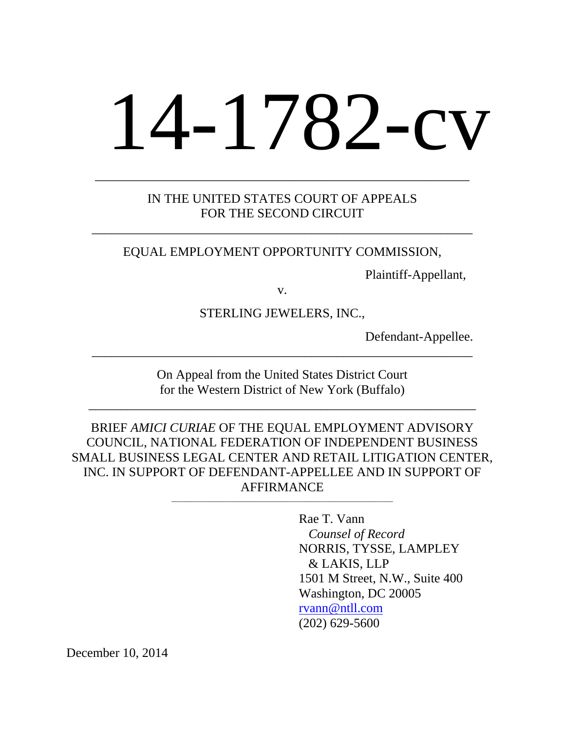# 14-1782-cv

---

IN THE UNITED STATES COURT OF APPEALS
FOR THE SECOND CIRCUIT

---

EQUAL EMPLOYMENT OPPORTUNITY COMMISSION,

Plaintiff-Appellant,

v.

STERLING JEWELERS, INC.,

Defendant-Appellee.

---

On Appeal from the United States District Court
for the Western District of New York (Buffalo)

---

BRIEF *AMICI CURIAE* OF THE EQUAL EMPLOYMENT ADVISORY COUNCIL, NATIONAL FEDERATION OF INDEPENDENT BUSINESS SMALL BUSINESS LEGAL CENTER AND RETAIL LITIGATION CENTER, INC. IN SUPPORT OF DEFENDANT-APPELLEE AND IN SUPPORT OF AFFIRMANCE

---

Rae T. Vann
*Counsel of Record*
NORRIS, TYSSE, LAMPLEY
& LAKIS, LLP
1501 M Street, N.W., Suite 400
Washington, DC 20005
rvann@ntll.com
(202) 629-5600

December 10, 2014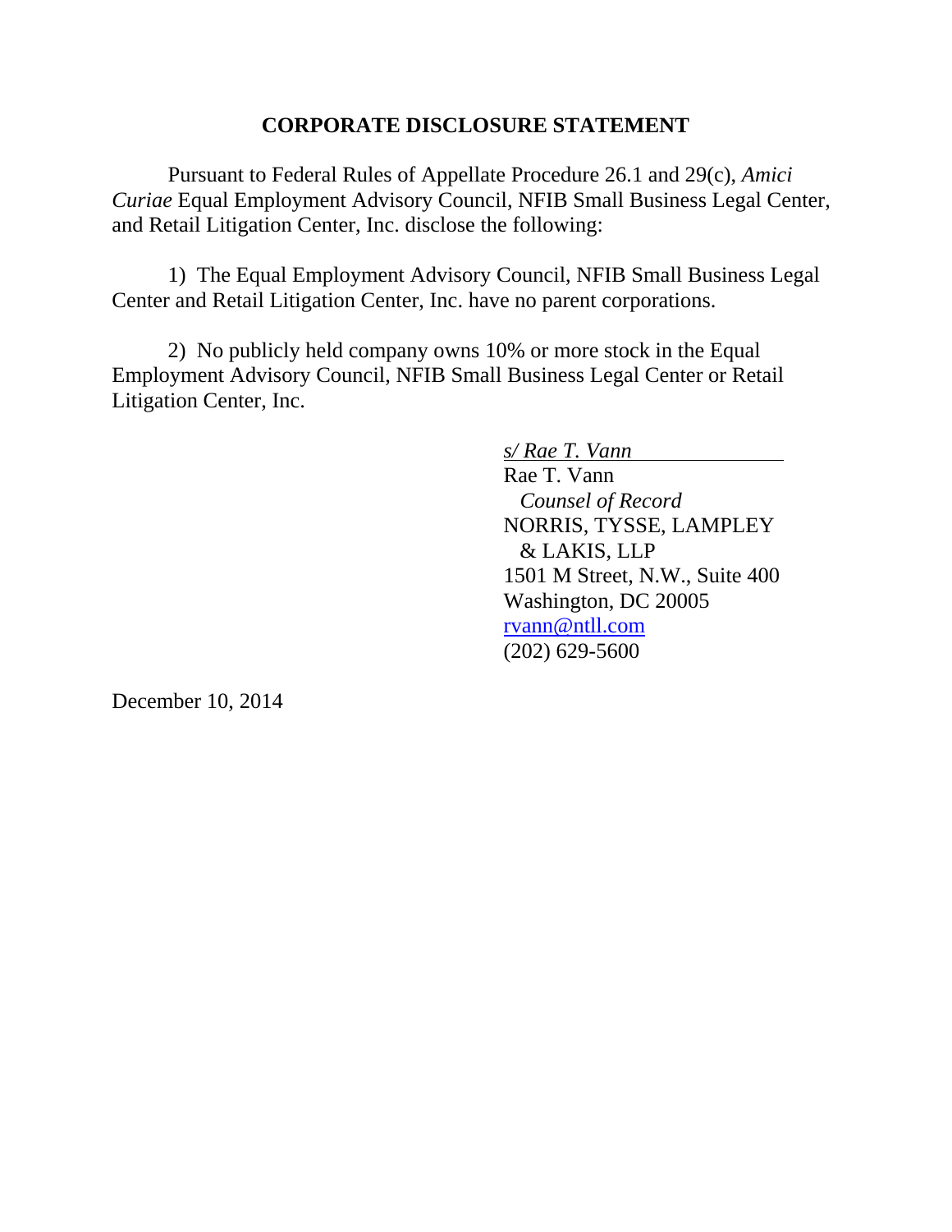## CORPORATE DISCLOSURE STATEMENT

Pursuant to Federal Rules of Appellate Procedure 26.1 and 29(c), *Amici Curiae* Equal Employment Advisory Council, NFIB Small Business Legal Center, and Retail Litigation Center, Inc. disclose the following:

1) The Equal Employment Advisory Council, NFIB Small Business Legal Center and Retail Litigation Center, Inc. have no parent corporations.

2) No publicly held company owns 10% or more stock in the Equal Employment Advisory Council, NFIB Small Business Legal Center or Retail Litigation Center, Inc.

*s/ Rae T. Vann*  
Rae T. Vann  
*Counsel of Record*  
NORRIS, TYSSE, LAMPLEY & LAKIS, LLP  
1501 M Street, N.W., Suite 400  
Washington, DC 20005  
rvann@ntll.com  
(202) 629-5600

December 10, 2014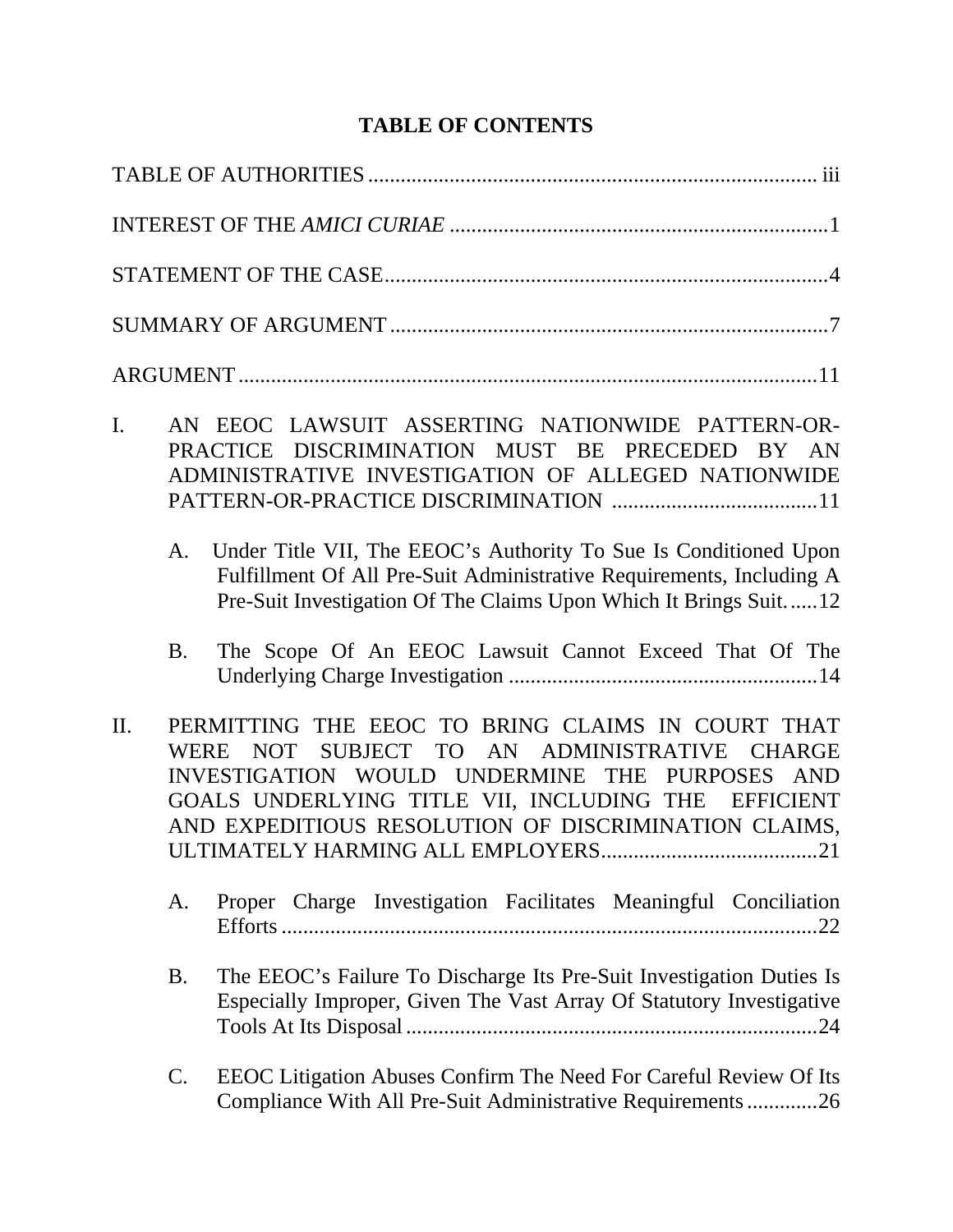# TABLE OF CONTENTS

TABLE OF AUTHORITIES ................................................................................. iii

INTEREST OF THE *AMICI CURIAE* .....................................................................1

STATEMENT OF THE CASE.................................................................................4

SUMMARY OF ARGUMENT ................................................................................7

ARGUMENT ..........................................................................................................11

I. AN EEOC LAWSUIT ASSERTING NATIONWIDE PATTERN-OR-PRACTICE DISCRIMINATION MUST BE PRECEDED BY AN ADMINISTRATIVE INVESTIGATION OF ALLEGED NATIONWIDE PATTERN-OR-PRACTICE DISCRIMINATION ......................................11

   A. Under Title VII, The EEOC's Authority To Sue Is Conditioned Upon Fulfillment Of All Pre-Suit Administrative Requirements, Including A Pre-Suit Investigation Of The Claims Upon Which It Brings Suit......12

   B. The Scope Of An EEOC Lawsuit Cannot Exceed That Of The Underlying Charge Investigation .........................................................14

II. PERMITTING THE EEOC TO BRING CLAIMS IN COURT THAT WERE NOT SUBJECT TO AN ADMINISTRATIVE CHARGE INVESTIGATION WOULD UNDERMINE THE PURPOSES AND GOALS UNDERLYING TITLE VII, INCLUDING THE EFFICIENT AND EXPEDITIOUS RESOLUTION OF DISCRIMINATION CLAIMS, ULTIMATELY HARMING ALL EMPLOYERS........................................21

   A. Proper Charge Investigation Facilitates Meaningful Conciliation Efforts ...................................................................................................22

   B. The EEOC's Failure To Discharge Its Pre-Suit Investigation Duties Is Especially Improper, Given The Vast Array Of Statutory Investigative Tools At Its Disposal ............................................................................24

   C. EEOC Litigation Abuses Confirm The Need For Careful Review Of Its Compliance With All Pre-Suit Administrative Requirements .............26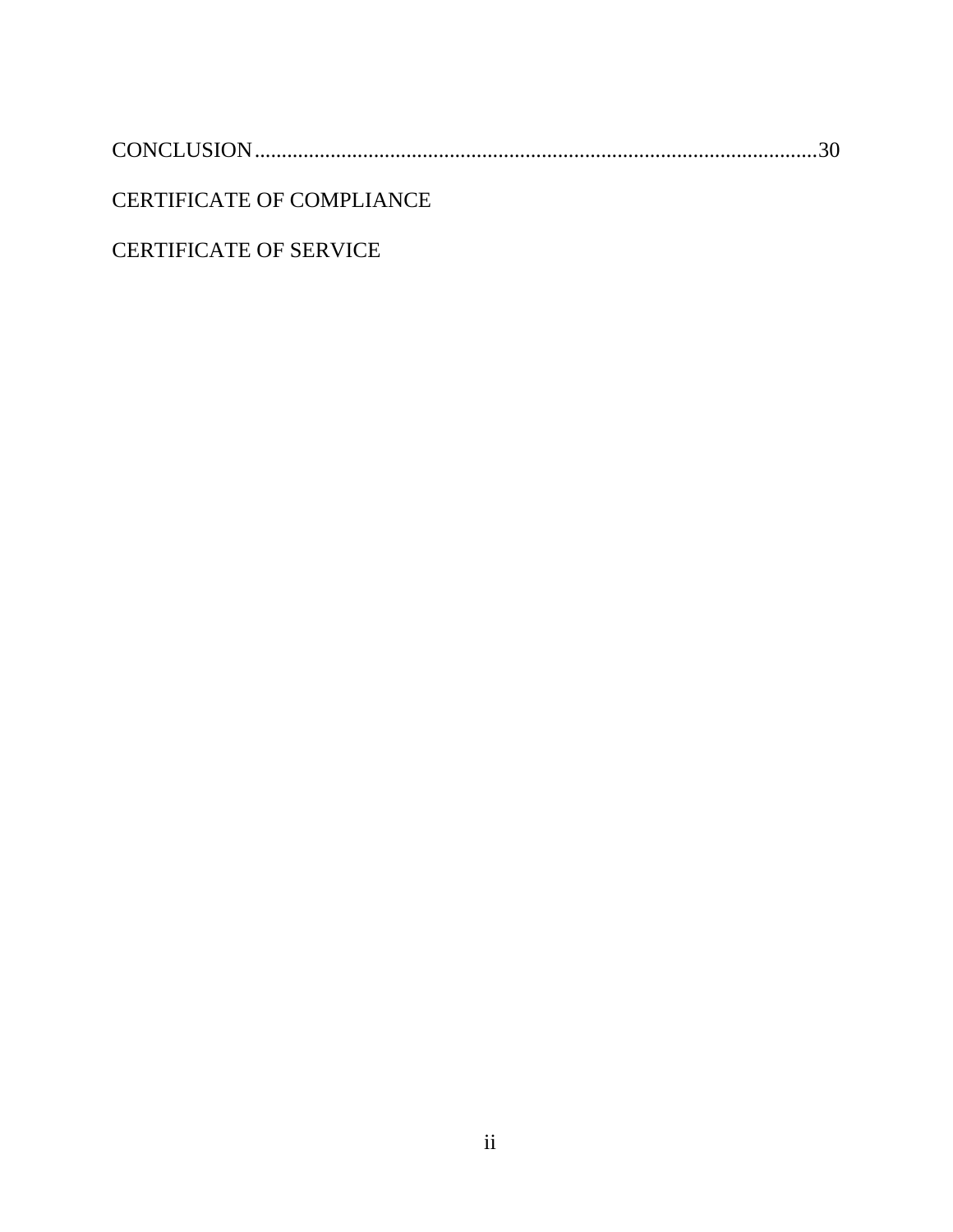CONCLUSION....................................................................................................30

CERTIFICATE OF COMPLIANCE

CERTIFICATE OF SERVICE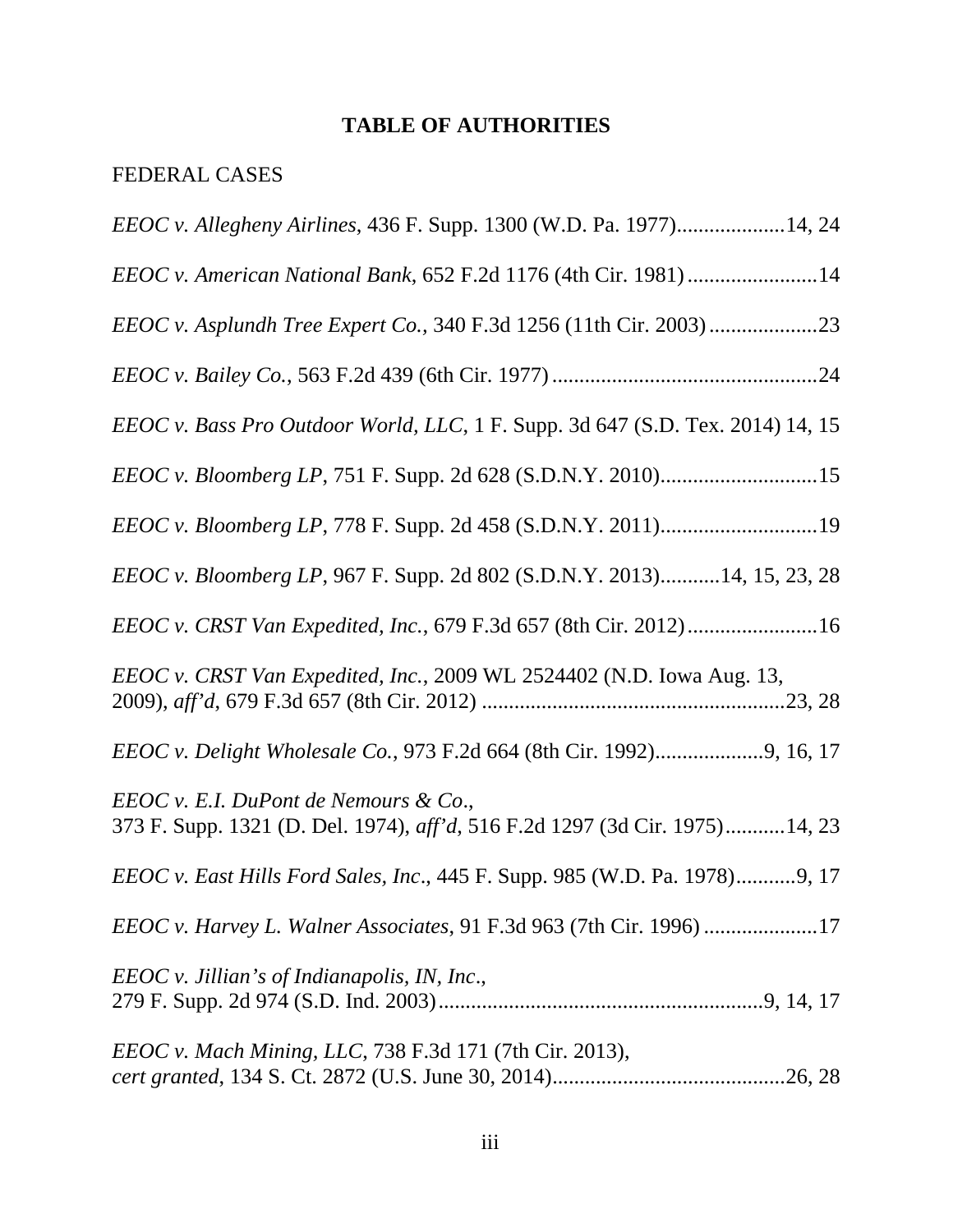# TABLE OF AUTHORITIES

FEDERAL CASES

*EEOC v. Allegheny Airlines*, 436 F. Supp. 1300 (W.D. Pa. 1977)....................14, 24

*EEOC v. American National Bank*, 652 F.2d 1176 (4th Cir. 1981)........................14

*EEOC v. Asplundh Tree Expert Co.*, 340 F.3d 1256 (11th Cir. 2003)....................23

*EEOC v. Bailey Co.*, 563 F.2d 439 (6th Cir. 1977).................................................24

*EEOC v. Bass Pro Outdoor World, LLC*, 1 F. Supp. 3d 647 (S.D. Tex. 2014) 14, 15

*EEOC v. Bloomberg LP*, 751 F. Supp. 2d 628 (S.D.N.Y. 2010).............................15

*EEOC v. Bloomberg LP*, 778 F. Supp. 2d 458 (S.D.N.Y. 2011).............................19

*EEOC v. Bloomberg LP*, 967 F. Supp. 2d 802 (S.D.N.Y. 2013)...........14, 15, 23, 28

*EEOC v. CRST Van Expedited, Inc.*, 679 F.3d 657 (8th Cir. 2012)........................16

*EEOC v. CRST Van Expedited, Inc.*, 2009 WL 2524402 (N.D. Iowa Aug. 13, 2009), *aff'd*, 679 F.3d 657 (8th Cir. 2012) ........................................................23, 28

*EEOC v. Delight Wholesale Co.*, 973 F.2d 664 (8th Cir. 1992)....................9, 16, 17

*EEOC v. E.I. DuPont de Nemours & Co*., 373 F. Supp. 1321 (D. Del. 1974), *aff'd*, 516 F.2d 1297 (3d Cir. 1975)...........14, 23

*EEOC v. East Hills Ford Sales, Inc*., 445 F. Supp. 985 (W.D. Pa. 1978)...........9, 17

*EEOC v. Harvey L. Walner Associates*, 91 F.3d 963 (7th Cir. 1996).....................17

*EEOC v. Jillian's of Indianapolis, IN, Inc*., 279 F. Supp. 2d 974 (S.D. Ind. 2003)............................................................9, 14, 17

*EEOC v. Mach Mining, LLC*, 738 F.3d 171 (7th Cir. 2013), *cert granted*, 134 S. Ct. 2872 (U.S. June 30, 2014)...........................................26, 28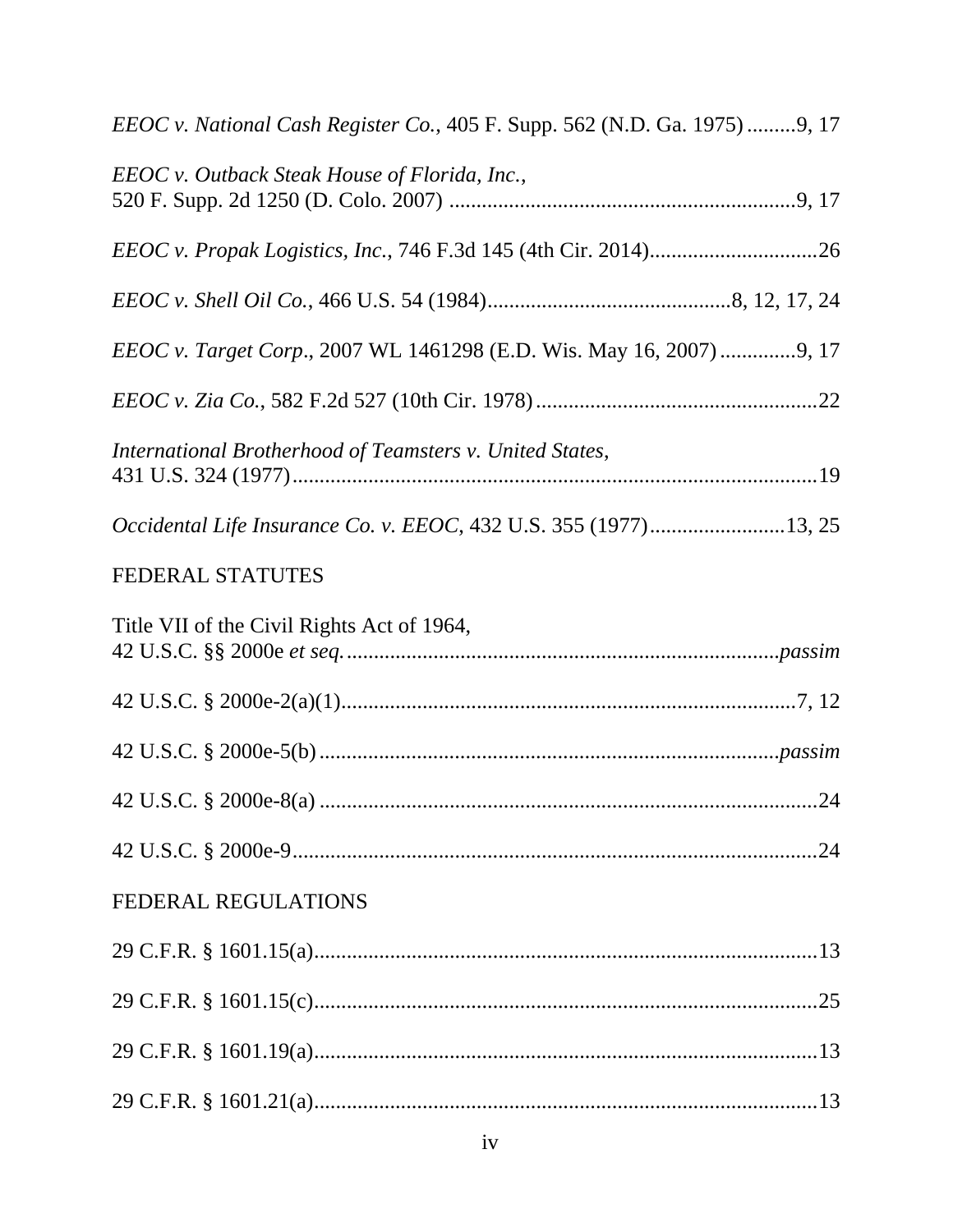*EEOC v. National Cash Register Co.*, 405 F. Supp. 562 (N.D. Ga. 1975) .........9, 17

*EEOC v. Outback Steak House of Florida, Inc.*, 520 F. Supp. 2d 1250 (D. Colo. 2007) ................................................................9, 17

*EEOC v. Propak Logistics, Inc.*, 746 F.3d 145 (4th Cir. 2014)...............................26

*EEOC v. Shell Oil Co.*, 466 U.S. 54 (1984).............................................8, 12, 17, 24

*EEOC v. Target Corp*., 2007 WL 1461298 (E.D. Wis. May 16, 2007) .............9, 17

*EEOC v. Zia Co.*, 582 F.2d 527 (10th Cir. 1978) ....................................................22

*International Brotherhood of Teamsters v. United States*, 431 U.S. 324 (1977).................................................................................................19

*Occidental Life Insurance Co. v. EEOC*, 432 U.S. 355 (1977).........................13, 25

FEDERAL STATUTES

Title VII of the Civil Rights Act of 1964, 42 U.S.C. §§ 2000e *et seq.*...............................................................................*passim*

42 U.S.C. § 2000e-2(a)(1)...................................................................................7, 12

42 U.S.C. § 2000e-5(b) .....................................................................................*passim*

42 U.S.C. § 2000e-8(a) ...........................................................................................24

42 U.S.C. § 2000e-9................................................................................................24

FEDERAL REGULATIONS

29 C.F.R. § 1601.15(a).............................................................................................13

29 C.F.R. § 1601.15(c).............................................................................................25

29 C.F.R. § 1601.19(a).............................................................................................13

29 C.F.R. § 1601.21(a).............................................................................................13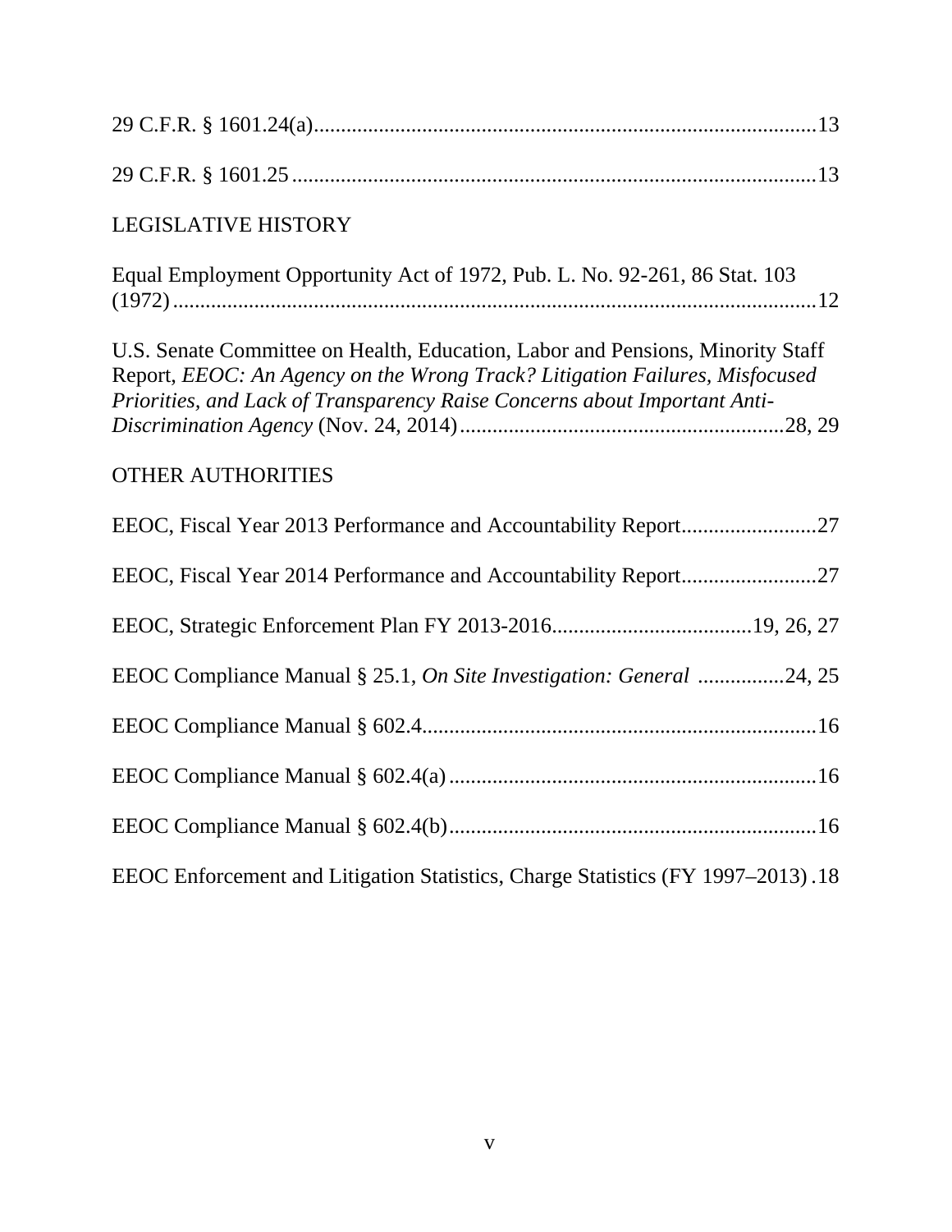29 C.F.R. § 1601.24(a)............................................................................................13

29 C.F.R. § 1601.25 ...............................................................................................13

LEGISLATIVE HISTORY

Equal Employment Opportunity Act of 1972, Pub. L. No. 92-261, 86 Stat. 103 (1972) .......................................................................................................................12

U.S. Senate Committee on Health, Education, Labor and Pensions, Minority Staff Report, *EEOC: An Agency on the Wrong Track? Litigation Failures, Misfocused Priorities, and Lack of Transparency Raise Concerns about Important Anti-Discrimination Agency* (Nov. 24, 2014) ..........................................................28, 29

OTHER AUTHORITIES

EEOC, Fiscal Year 2013 Performance and Accountability Report.........................27

EEOC, Fiscal Year 2014 Performance and Accountability Report.........................27

EEOC, Strategic Enforcement Plan FY 2013-2016....................................19, 26, 27

EEOC Compliance Manual § 25.1, *On Site Investigation: General* ................24, 25

EEOC Compliance Manual § 602.4.......................................................................16

EEOC Compliance Manual § 602.4(a) ..................................................................16

EEOC Compliance Manual § 602.4(b)...................................................................16

EEOC Enforcement and Litigation Statistics, Charge Statistics (FY 1997–2013) .18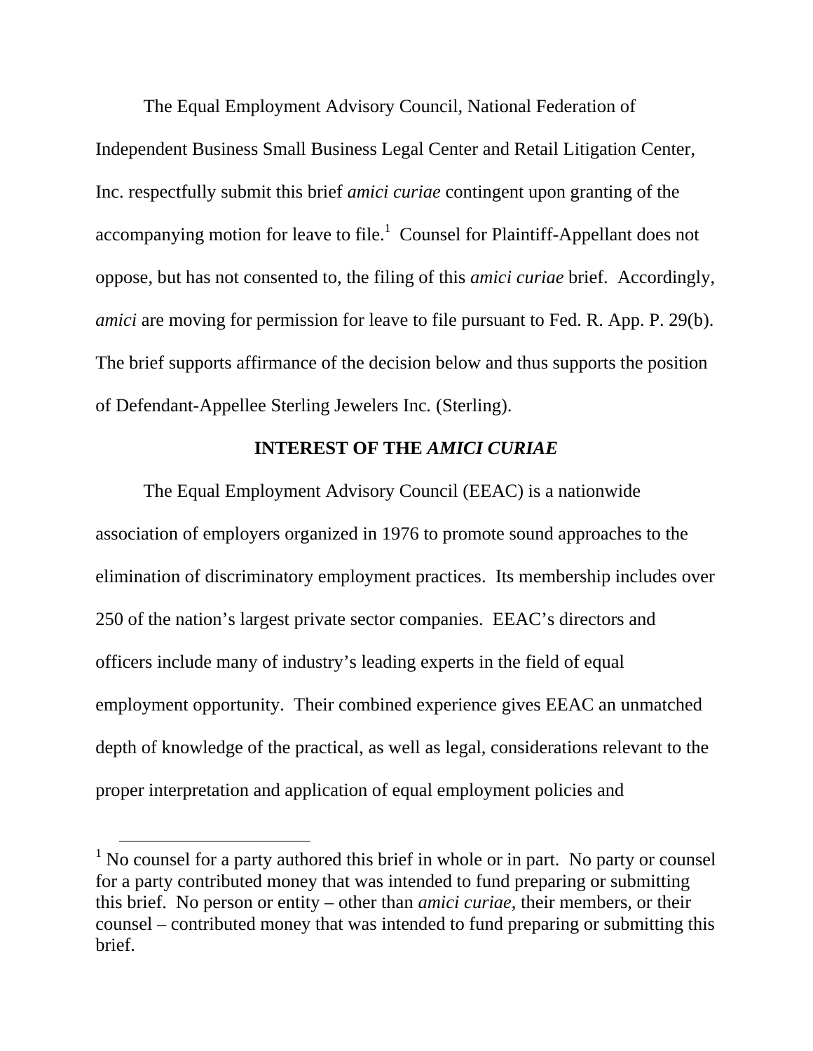The Equal Employment Advisory Council, National Federation of Independent Business Small Business Legal Center and Retail Litigation Center, Inc. respectfully submit this brief *amici curiae* contingent upon granting of the accompanying motion for leave to file.[1] Counsel for Plaintiff-Appellant does not oppose, but has not consented to, the filing of this *amici curiae* brief. Accordingly, *amici* are moving for permission for leave to file pursuant to Fed. R. App. P. 29(b). The brief supports affirmance of the decision below and thus supports the position of Defendant-Appellee Sterling Jewelers Inc. (Sterling).

## INTEREST OF THE *AMICI CURIAE*

The Equal Employment Advisory Council (EEAC) is a nationwide association of employers organized in 1976 to promote sound approaches to the elimination of discriminatory employment practices. Its membership includes over 250 of the nation's largest private sector companies. EEAC's directors and officers include many of industry's leading experts in the field of equal employment opportunity. Their combined experience gives EEAC an unmatched depth of knowledge of the practical, as well as legal, considerations relevant to the proper interpretation and application of equal employment policies and

---

[1] No counsel for a party authored this brief in whole or in part. No party or counsel for a party contributed money that was intended to fund preparing or submitting this brief. No person or entity – other than *amici curiae*, their members, or their counsel – contributed money that was intended to fund preparing or submitting this brief.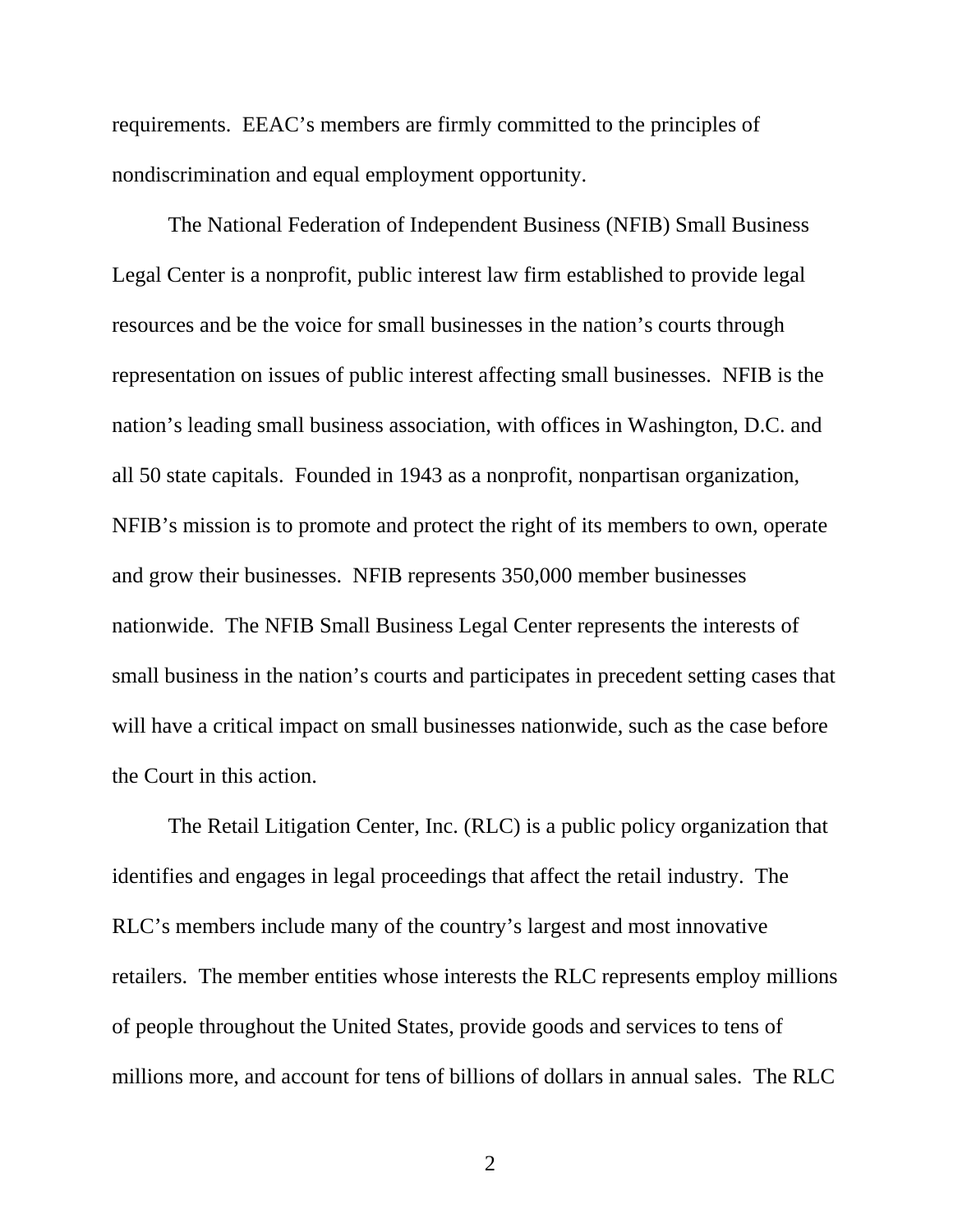requirements. EEAC's members are firmly committed to the principles of nondiscrimination and equal employment opportunity.

The National Federation of Independent Business (NFIB) Small Business Legal Center is a nonprofit, public interest law firm established to provide legal resources and be the voice for small businesses in the nation's courts through representation on issues of public interest affecting small businesses. NFIB is the nation's leading small business association, with offices in Washington, D.C. and all 50 state capitals. Founded in 1943 as a nonprofit, nonpartisan organization, NFIB's mission is to promote and protect the right of its members to own, operate and grow their businesses. NFIB represents 350,000 member businesses nationwide. The NFIB Small Business Legal Center represents the interests of small business in the nation's courts and participates in precedent setting cases that will have a critical impact on small businesses nationwide, such as the case before the Court in this action.

The Retail Litigation Center, Inc. (RLC) is a public policy organization that identifies and engages in legal proceedings that affect the retail industry. The RLC's members include many of the country's largest and most innovative retailers. The member entities whose interests the RLC represents employ millions of people throughout the United States, provide goods and services to tens of millions more, and account for tens of billions of dollars in annual sales. The RLC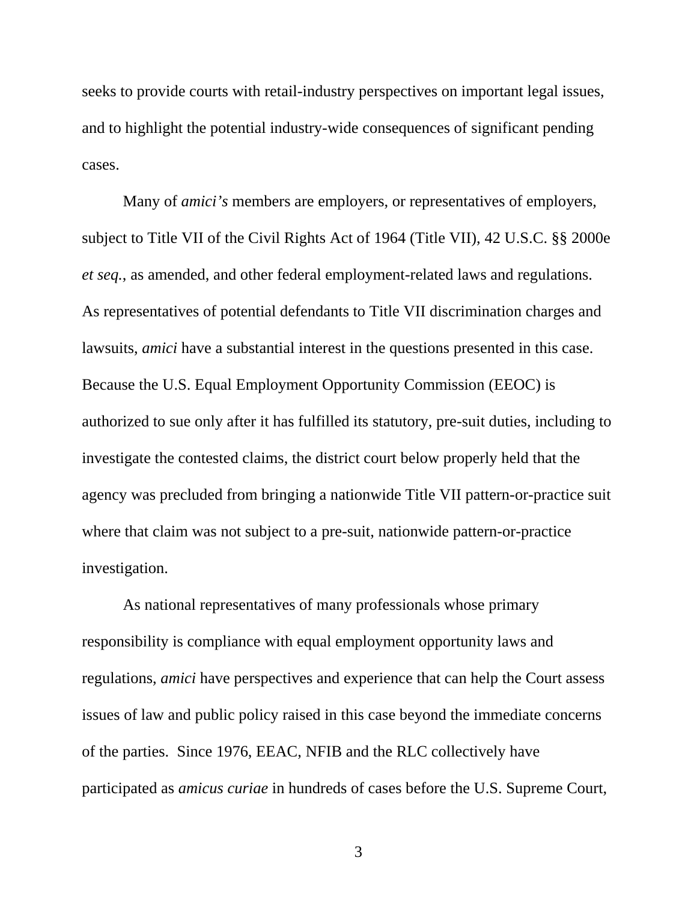seeks to provide courts with retail-industry perspectives on important legal issues, and to highlight the potential industry-wide consequences of significant pending cases.

Many of *amici's* members are employers, or representatives of employers, subject to Title VII of the Civil Rights Act of 1964 (Title VII), 42 U.S.C. §§ 2000e *et seq.*, as amended, and other federal employment-related laws and regulations. As representatives of potential defendants to Title VII discrimination charges and lawsuits, *amici* have a substantial interest in the questions presented in this case. Because the U.S. Equal Employment Opportunity Commission (EEOC) is authorized to sue only after it has fulfilled its statutory, pre-suit duties, including to investigate the contested claims, the district court below properly held that the agency was precluded from bringing a nationwide Title VII pattern-or-practice suit where that claim was not subject to a pre-suit, nationwide pattern-or-practice investigation.

As national representatives of many professionals whose primary responsibility is compliance with equal employment opportunity laws and regulations, *amici* have perspectives and experience that can help the Court assess issues of law and public policy raised in this case beyond the immediate concerns of the parties. Since 1976, EEAC, NFIB and the RLC collectively have participated as *amicus curiae* in hundreds of cases before the U.S. Supreme Court,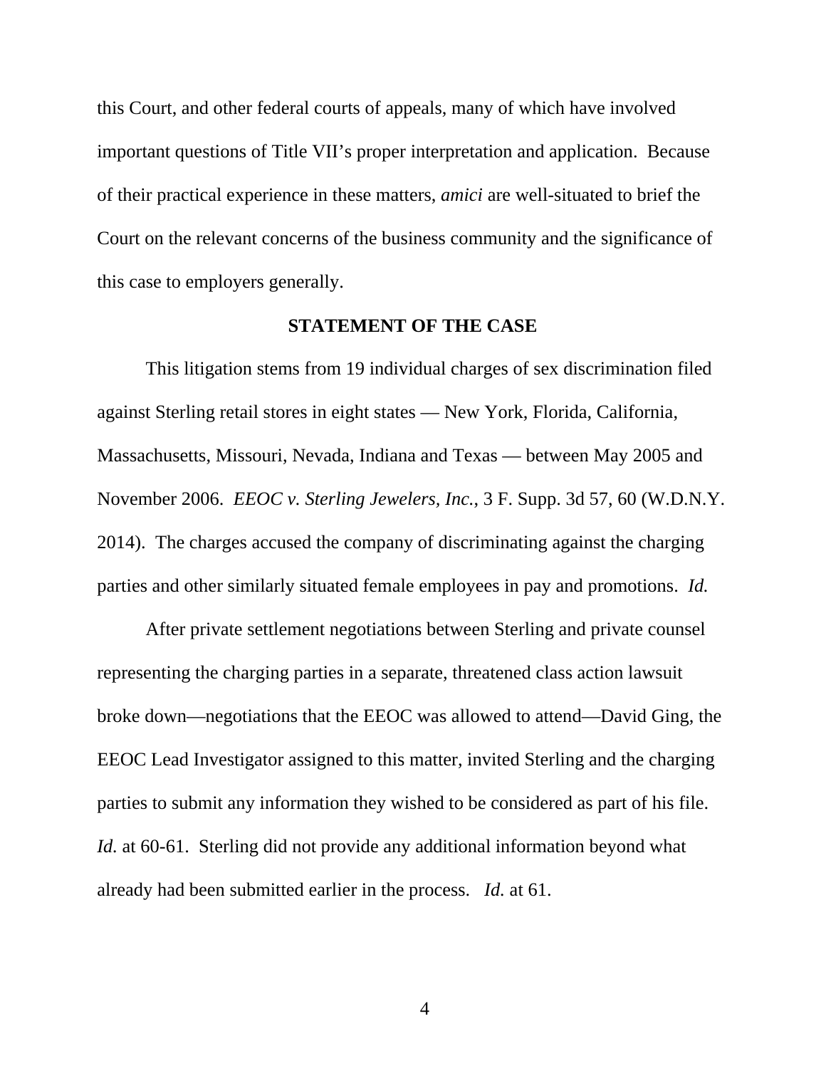this Court, and other federal courts of appeals, many of which have involved important questions of Title VII's proper interpretation and application. Because of their practical experience in these matters, *amici* are well-situated to brief the Court on the relevant concerns of the business community and the significance of this case to employers generally.

## STATEMENT OF THE CASE

This litigation stems from 19 individual charges of sex discrimination filed against Sterling retail stores in eight states — New York, Florida, California, Massachusetts, Missouri, Nevada, Indiana and Texas — between May 2005 and November 2006. *EEOC v. Sterling Jewelers, Inc.*, 3 F. Supp. 3d 57, 60 (W.D.N.Y. 2014). The charges accused the company of discriminating against the charging parties and other similarly situated female employees in pay and promotions. *Id.*

After private settlement negotiations between Sterling and private counsel representing the charging parties in a separate, threatened class action lawsuit broke down—negotiations that the EEOC was allowed to attend—David Ging, the EEOC Lead Investigator assigned to this matter, invited Sterling and the charging parties to submit any information they wished to be considered as part of his file. *Id.* at 60-61. Sterling did not provide any additional information beyond what already had been submitted earlier in the process. *Id.* at 61.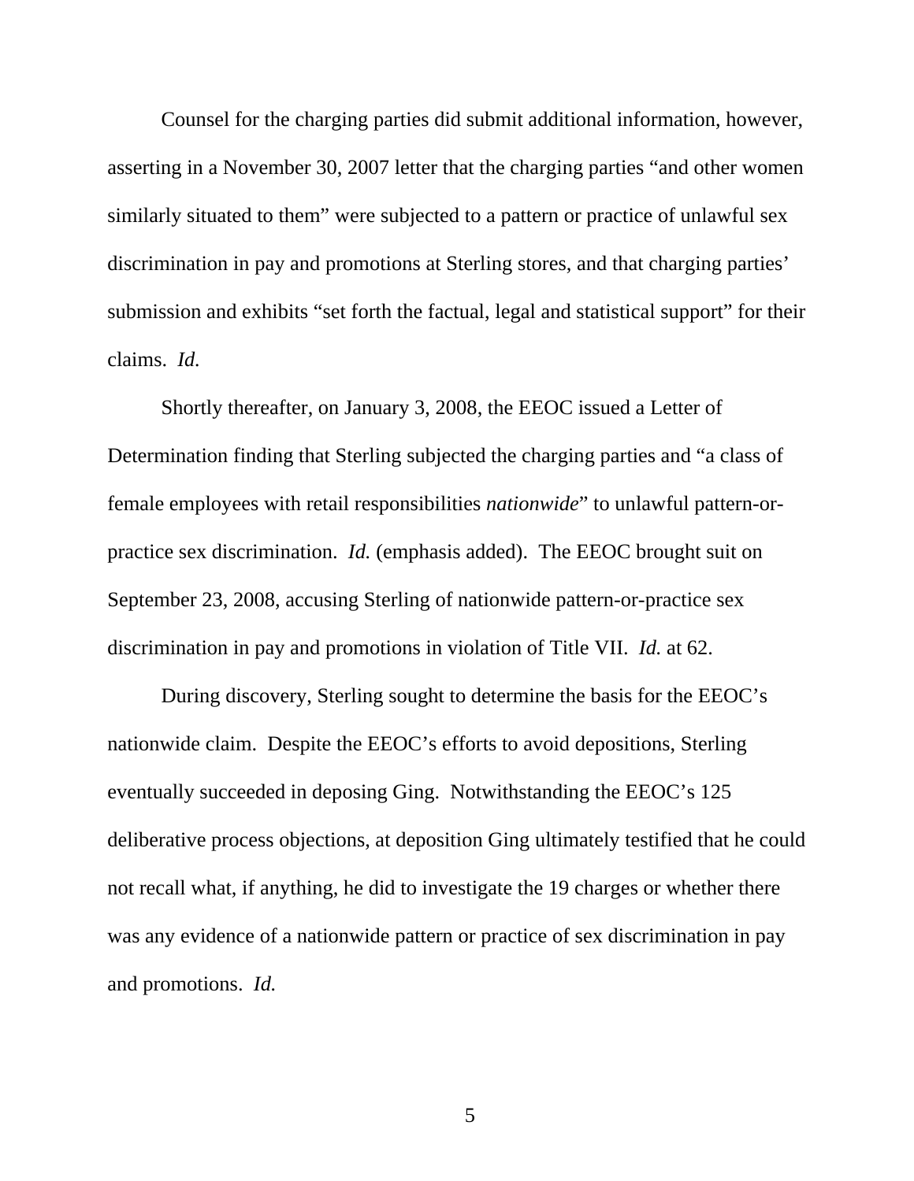Counsel for the charging parties did submit additional information, however, asserting in a November 30, 2007 letter that the charging parties "and other women similarly situated to them" were subjected to a pattern or practice of unlawful sex discrimination in pay and promotions at Sterling stores, and that charging parties' submission and exhibits "set forth the factual, legal and statistical support" for their claims. *Id.*

Shortly thereafter, on January 3, 2008, the EEOC issued a Letter of Determination finding that Sterling subjected the charging parties and "a class of female employees with retail responsibilities *nationwide*" to unlawful pattern-or-practice sex discrimination. *Id.* (emphasis added). The EEOC brought suit on September 23, 2008, accusing Sterling of nationwide pattern-or-practice sex discrimination in pay and promotions in violation of Title VII. *Id.* at 62.

During discovery, Sterling sought to determine the basis for the EEOC's nationwide claim. Despite the EEOC's efforts to avoid depositions, Sterling eventually succeeded in deposing Ging. Notwithstanding the EEOC's 125 deliberative process objections, at deposition Ging ultimately testified that he could not recall what, if anything, he did to investigate the 19 charges or whether there was any evidence of a nationwide pattern or practice of sex discrimination in pay and promotions. *Id.*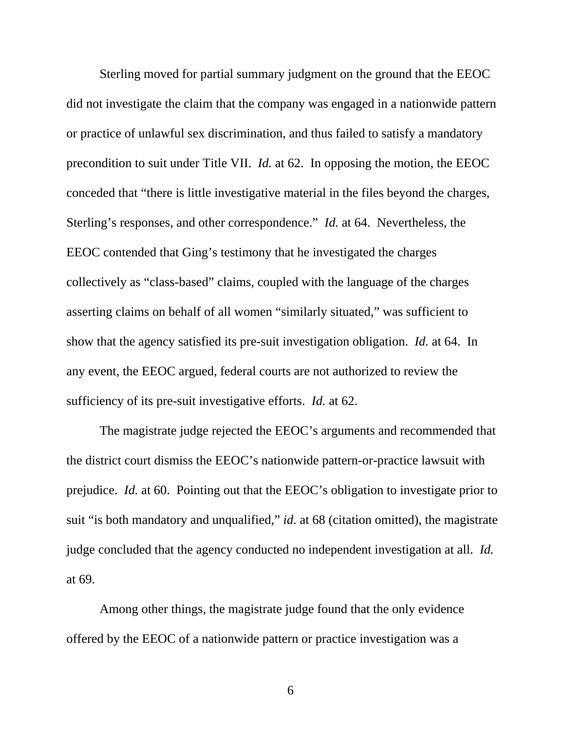Sterling moved for partial summary judgment on the ground that the EEOC did not investigate the claim that the company was engaged in a nationwide pattern or practice of unlawful sex discrimination, and thus failed to satisfy a mandatory precondition to suit under Title VII. *Id.* at 62. In opposing the motion, the EEOC conceded that "there is little investigative material in the files beyond the charges, Sterling's responses, and other correspondence." *Id.* at 64. Nevertheless, the EEOC contended that Ging's testimony that he investigated the charges collectively as "class-based" claims, coupled with the language of the charges asserting claims on behalf of all women "similarly situated," was sufficient to show that the agency satisfied its pre-suit investigation obligation. *Id.* at 64. In any event, the EEOC argued, federal courts are not authorized to review the sufficiency of its pre-suit investigative efforts. *Id.* at 62.

The magistrate judge rejected the EEOC's arguments and recommended that the district court dismiss the EEOC's nationwide pattern-or-practice lawsuit with prejudice. *Id.* at 60. Pointing out that the EEOC's obligation to investigate prior to suit "is both mandatory and unqualified," *id.* at 68 (citation omitted), the magistrate judge concluded that the agency conducted no independent investigation at all. *Id.* at 69.

Among other things, the magistrate judge found that the only evidence offered by the EEOC of a nationwide pattern or practice investigation was a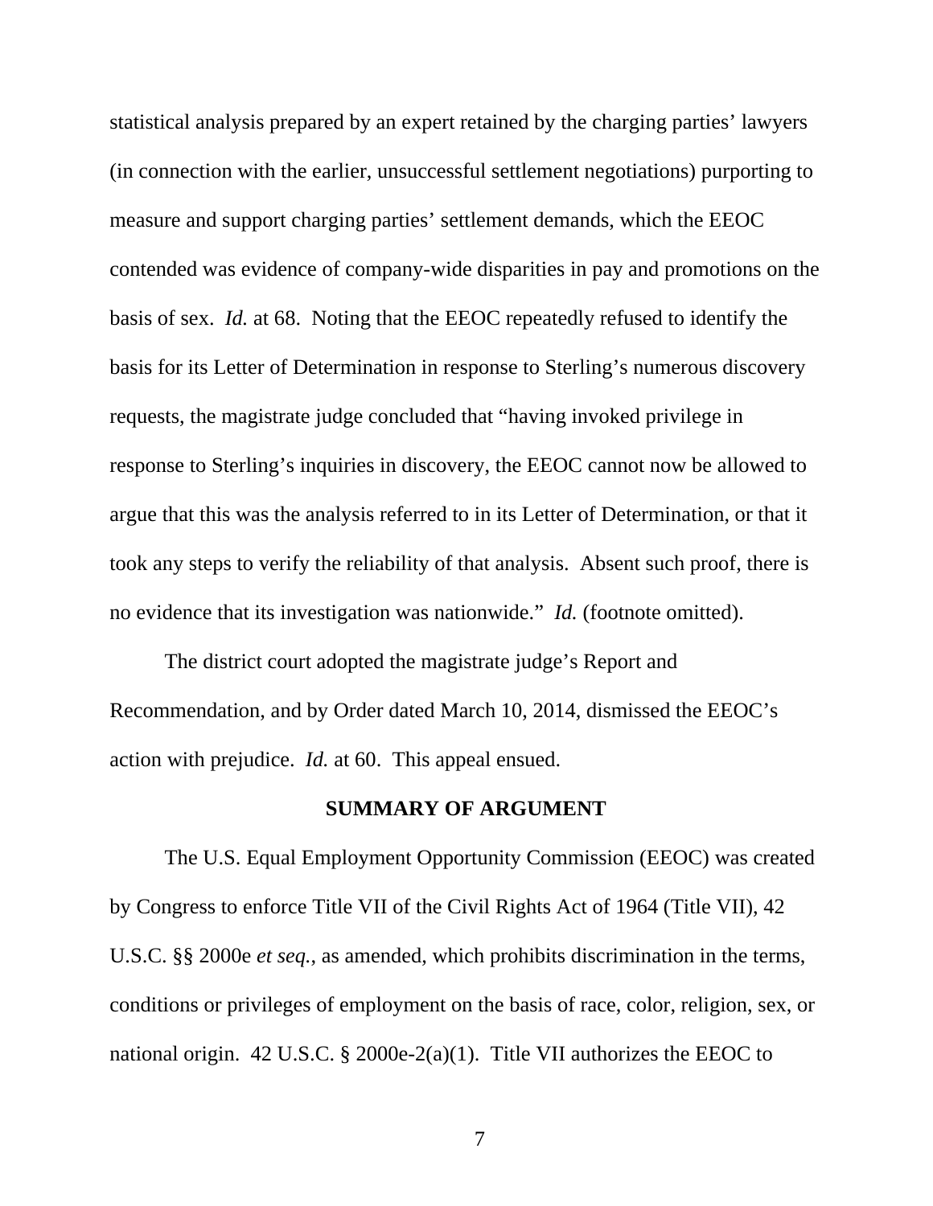statistical analysis prepared by an expert retained by the charging parties' lawyers (in connection with the earlier, unsuccessful settlement negotiations) purporting to measure and support charging parties' settlement demands, which the EEOC contended was evidence of company-wide disparities in pay and promotions on the basis of sex. *Id.* at 68. Noting that the EEOC repeatedly refused to identify the basis for its Letter of Determination in response to Sterling's numerous discovery requests, the magistrate judge concluded that "having invoked privilege in response to Sterling's inquiries in discovery, the EEOC cannot now be allowed to argue that this was the analysis referred to in its Letter of Determination, or that it took any steps to verify the reliability of that analysis. Absent such proof, there is no evidence that its investigation was nationwide." *Id.* (footnote omitted).

The district court adopted the magistrate judge's Report and Recommendation, and by Order dated March 10, 2014, dismissed the EEOC's action with prejudice. *Id.* at 60. This appeal ensued.

## SUMMARY OF ARGUMENT

The U.S. Equal Employment Opportunity Commission (EEOC) was created by Congress to enforce Title VII of the Civil Rights Act of 1964 (Title VII), 42 U.S.C. §§ 2000e *et seq.*, as amended, which prohibits discrimination in the terms, conditions or privileges of employment on the basis of race, color, religion, sex, or national origin. 42 U.S.C. § 2000e-2(a)(1). Title VII authorizes the EEOC to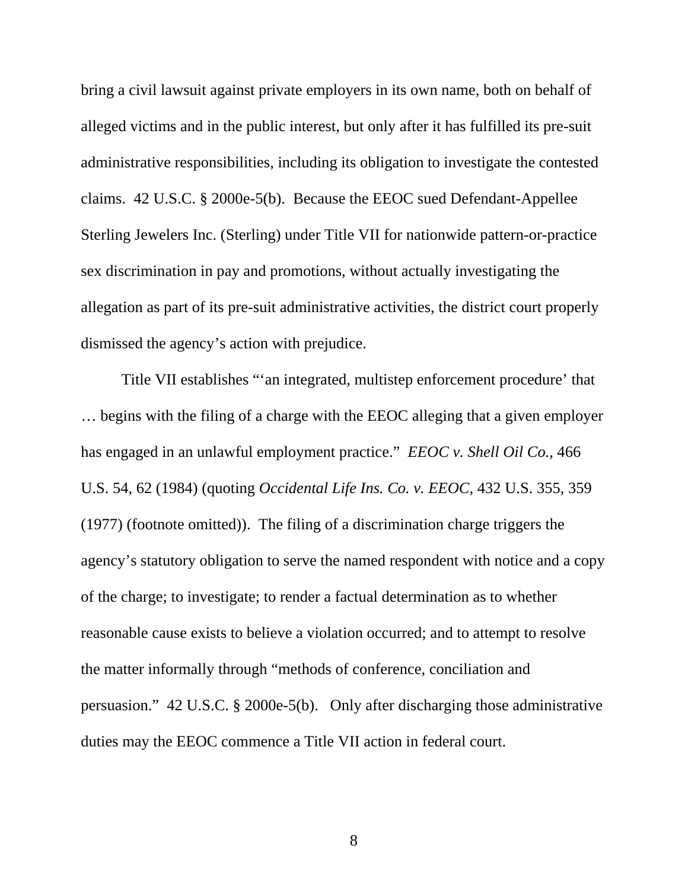bring a civil lawsuit against private employers in its own name, both on behalf of alleged victims and in the public interest, but only after it has fulfilled its pre-suit administrative responsibilities, including its obligation to investigate the contested claims. 42 U.S.C. § 2000e-5(b). Because the EEOC sued Defendant-Appellee Sterling Jewelers Inc. (Sterling) under Title VII for nationwide pattern-or-practice sex discrimination in pay and promotions, without actually investigating the allegation as part of its pre-suit administrative activities, the district court properly dismissed the agency's action with prejudice.

Title VII establishes "'an integrated, multistep enforcement procedure' that … begins with the filing of a charge with the EEOC alleging that a given employer has engaged in an unlawful employment practice." *EEOC v. Shell Oil Co.*, 466 U.S. 54, 62 (1984) (quoting *Occidental Life Ins. Co. v. EEOC*, 432 U.S. 355, 359 (1977) (footnote omitted)). The filing of a discrimination charge triggers the agency's statutory obligation to serve the named respondent with notice and a copy of the charge; to investigate; to render a factual determination as to whether reasonable cause exists to believe a violation occurred; and to attempt to resolve the matter informally through "methods of conference, conciliation and persuasion." 42 U.S.C. § 2000e-5(b). Only after discharging those administrative duties may the EEOC commence a Title VII action in federal court.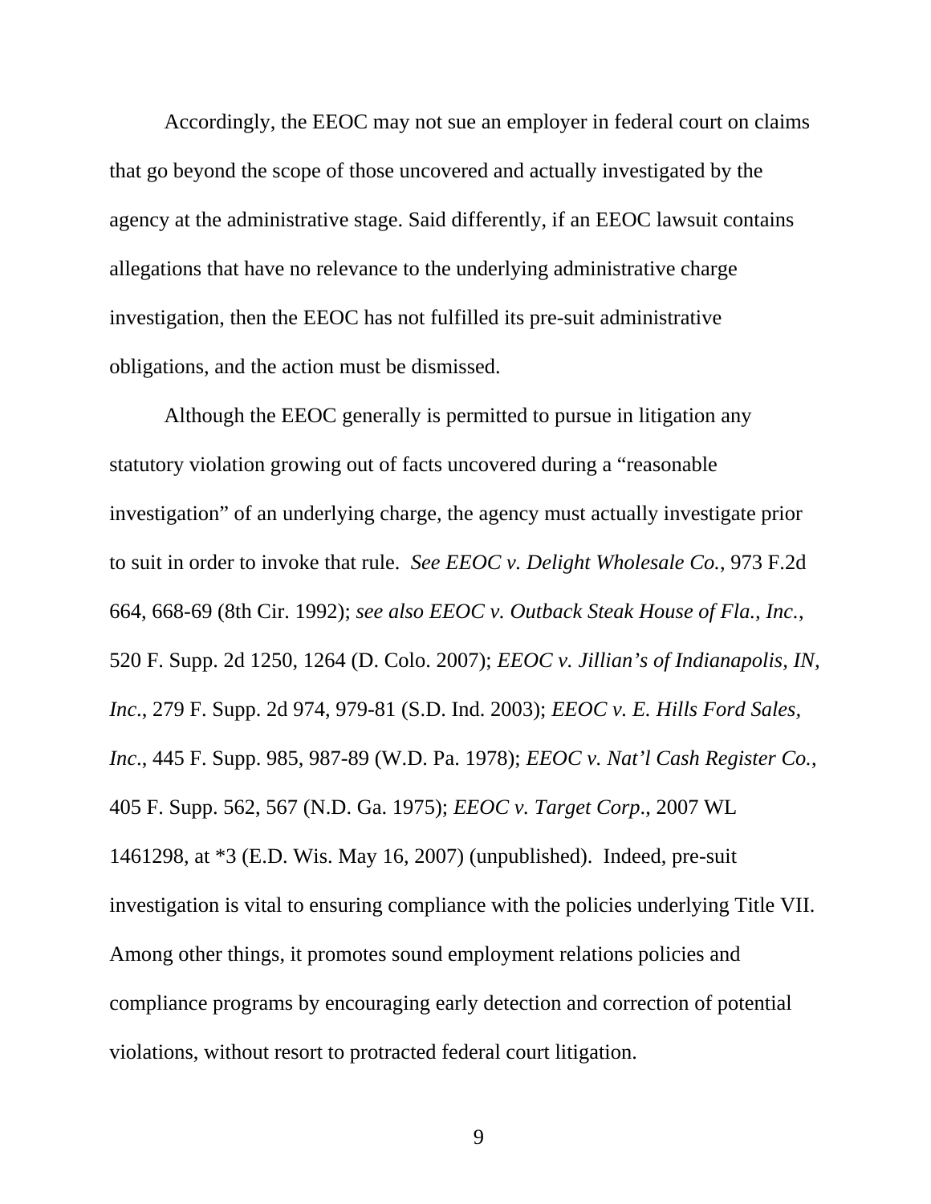Accordingly, the EEOC may not sue an employer in federal court on claims that go beyond the scope of those uncovered and actually investigated by the agency at the administrative stage. Said differently, if an EEOC lawsuit contains allegations that have no relevance to the underlying administrative charge investigation, then the EEOC has not fulfilled its pre-suit administrative obligations, and the action must be dismissed.

Although the EEOC generally is permitted to pursue in litigation any statutory violation growing out of facts uncovered during a "reasonable investigation" of an underlying charge, the agency must actually investigate prior to suit in order to invoke that rule. *See EEOC v. Delight Wholesale Co.*, 973 F.2d 664, 668-69 (8th Cir. 1992); *see also EEOC v. Outback Steak House of Fla., Inc*., 520 F. Supp. 2d 1250, 1264 (D. Colo. 2007); *EEOC v. Jillian's of Indianapolis, IN, Inc*., 279 F. Supp. 2d 974, 979-81 (S.D. Ind. 2003); *EEOC v. E. Hills Ford Sales, Inc*., 445 F. Supp. 985, 987-89 (W.D. Pa. 1978); *EEOC v. Nat'l Cash Register Co.*, 405 F. Supp. 562, 567 (N.D. Ga. 1975); *EEOC v. Target Corp*., 2007 WL 1461298, at *3 (E.D. Wis. May 16, 2007) (unpublished). Indeed, pre-suit investigation is vital to ensuring compliance with the policies underlying Title VII. Among other things, it promotes sound employment relations policies and compliance programs by encouraging early detection and correction of potential violations, without resort to protracted federal court litigation.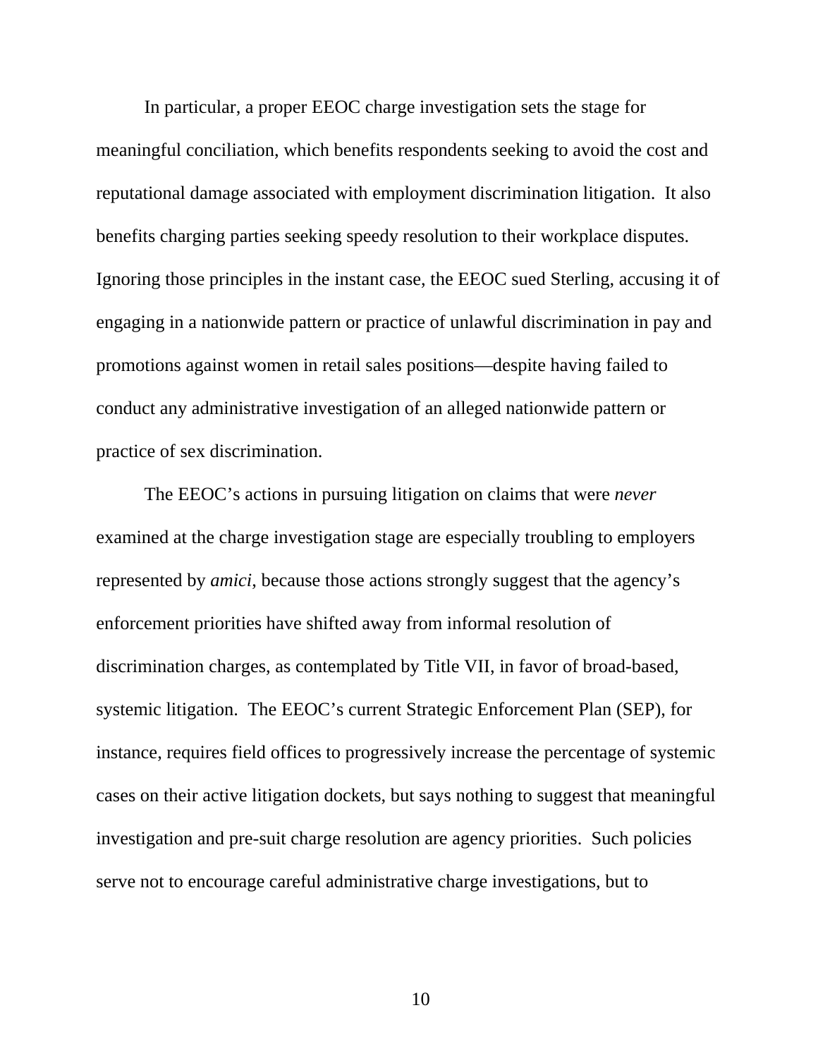In particular, a proper EEOC charge investigation sets the stage for meaningful conciliation, which benefits respondents seeking to avoid the cost and reputational damage associated with employment discrimination litigation. It also benefits charging parties seeking speedy resolution to their workplace disputes. Ignoring those principles in the instant case, the EEOC sued Sterling, accusing it of engaging in a nationwide pattern or practice of unlawful discrimination in pay and promotions against women in retail sales positions—despite having failed to conduct any administrative investigation of an alleged nationwide pattern or practice of sex discrimination.

The EEOC's actions in pursuing litigation on claims that were *never* examined at the charge investigation stage are especially troubling to employers represented by *amici*, because those actions strongly suggest that the agency's enforcement priorities have shifted away from informal resolution of discrimination charges, as contemplated by Title VII, in favor of broad-based, systemic litigation. The EEOC's current Strategic Enforcement Plan (SEP), for instance, requires field offices to progressively increase the percentage of systemic cases on their active litigation dockets, but says nothing to suggest that meaningful investigation and pre-suit charge resolution are agency priorities. Such policies serve not to encourage careful administrative charge investigations, but to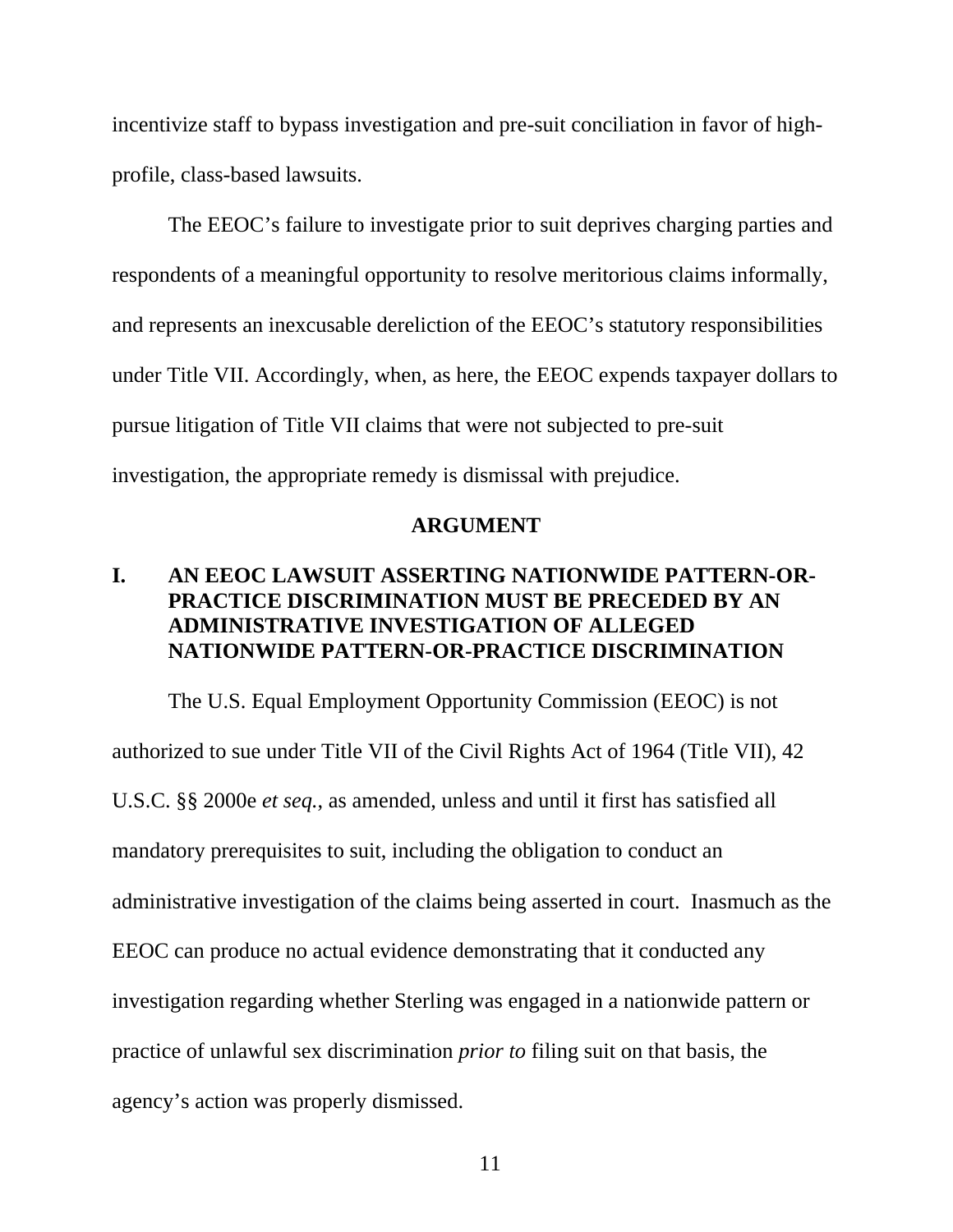incentivize staff to bypass investigation and pre-suit conciliation in favor of high-profile, class-based lawsuits.

The EEOC's failure to investigate prior to suit deprives charging parties and respondents of a meaningful opportunity to resolve meritorious claims informally, and represents an inexcusable dereliction of the EEOC's statutory responsibilities under Title VII. Accordingly, when, as here, the EEOC expends taxpayer dollars to pursue litigation of Title VII claims that were not subjected to pre-suit investigation, the appropriate remedy is dismissal with prejudice.

## ARGUMENT

### I. AN EEOC LAWSUIT ASSERTING NATIONWIDE PATTERN-OR-PRACTICE DISCRIMINATION MUST BE PRECEDED BY AN ADMINISTRATIVE INVESTIGATION OF ALLEGED NATIONWIDE PATTERN-OR-PRACTICE DISCRIMINATION

The U.S. Equal Employment Opportunity Commission (EEOC) is not authorized to sue under Title VII of the Civil Rights Act of 1964 (Title VII), 42 U.S.C. §§ 2000e *et seq.*, as amended, unless and until it first has satisfied all mandatory prerequisites to suit, including the obligation to conduct an administrative investigation of the claims being asserted in court. Inasmuch as the EEOC can produce no actual evidence demonstrating that it conducted any investigation regarding whether Sterling was engaged in a nationwide pattern or practice of unlawful sex discrimination *prior to* filing suit on that basis, the agency's action was properly dismissed.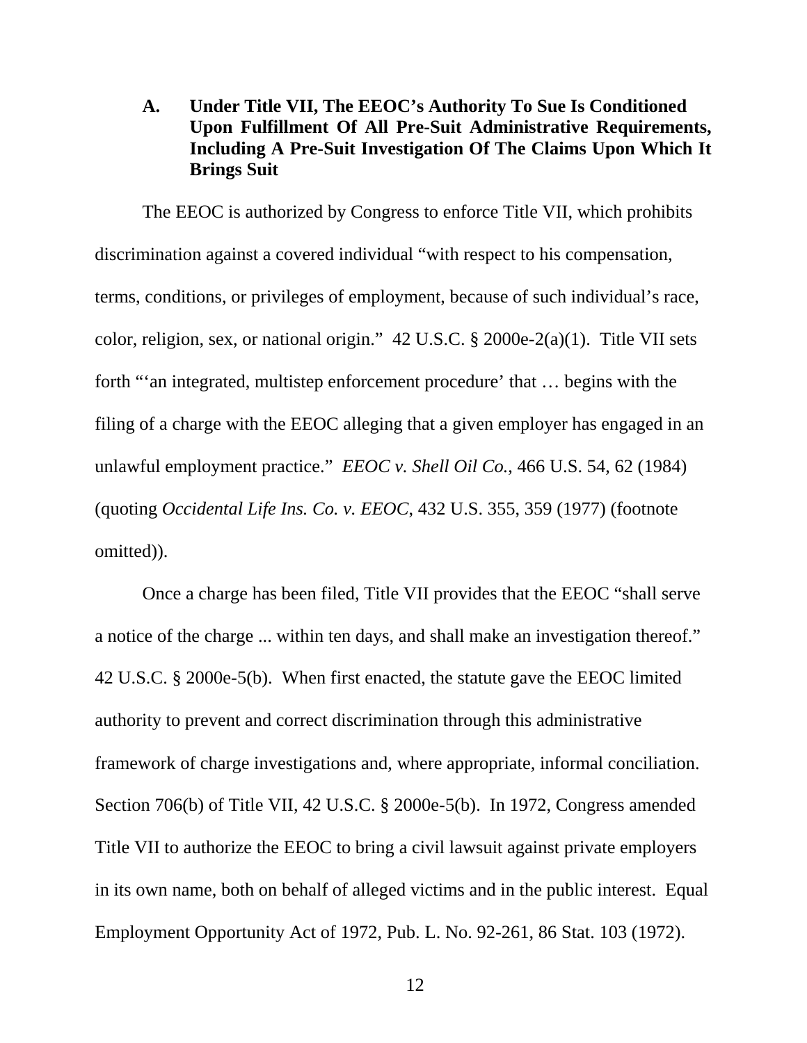### A. Under Title VII, The EEOC's Authority To Sue Is Conditioned Upon Fulfillment Of All Pre-Suit Administrative Requirements, Including A Pre-Suit Investigation Of The Claims Upon Which It Brings Suit

The EEOC is authorized by Congress to enforce Title VII, which prohibits discrimination against a covered individual "with respect to his compensation, terms, conditions, or privileges of employment, because of such individual's race, color, religion, sex, or national origin." 42 U.S.C. § 2000e-2(a)(1). Title VII sets forth "'an integrated, multistep enforcement procedure' that … begins with the filing of a charge with the EEOC alleging that a given employer has engaged in an unlawful employment practice." *EEOC v. Shell Oil Co.*, 466 U.S. 54, 62 (1984) (quoting *Occidental Life Ins. Co. v. EEOC*, 432 U.S. 355, 359 (1977) (footnote omitted)).

Once a charge has been filed, Title VII provides that the EEOC "shall serve a notice of the charge ... within ten days, and shall make an investigation thereof." 42 U.S.C. § 2000e-5(b). When first enacted, the statute gave the EEOC limited authority to prevent and correct discrimination through this administrative framework of charge investigations and, where appropriate, informal conciliation. Section 706(b) of Title VII, 42 U.S.C. § 2000e-5(b). In 1972, Congress amended Title VII to authorize the EEOC to bring a civil lawsuit against private employers in its own name, both on behalf of alleged victims and in the public interest. Equal Employment Opportunity Act of 1972, Pub. L. No. 92-261, 86 Stat. 103 (1972).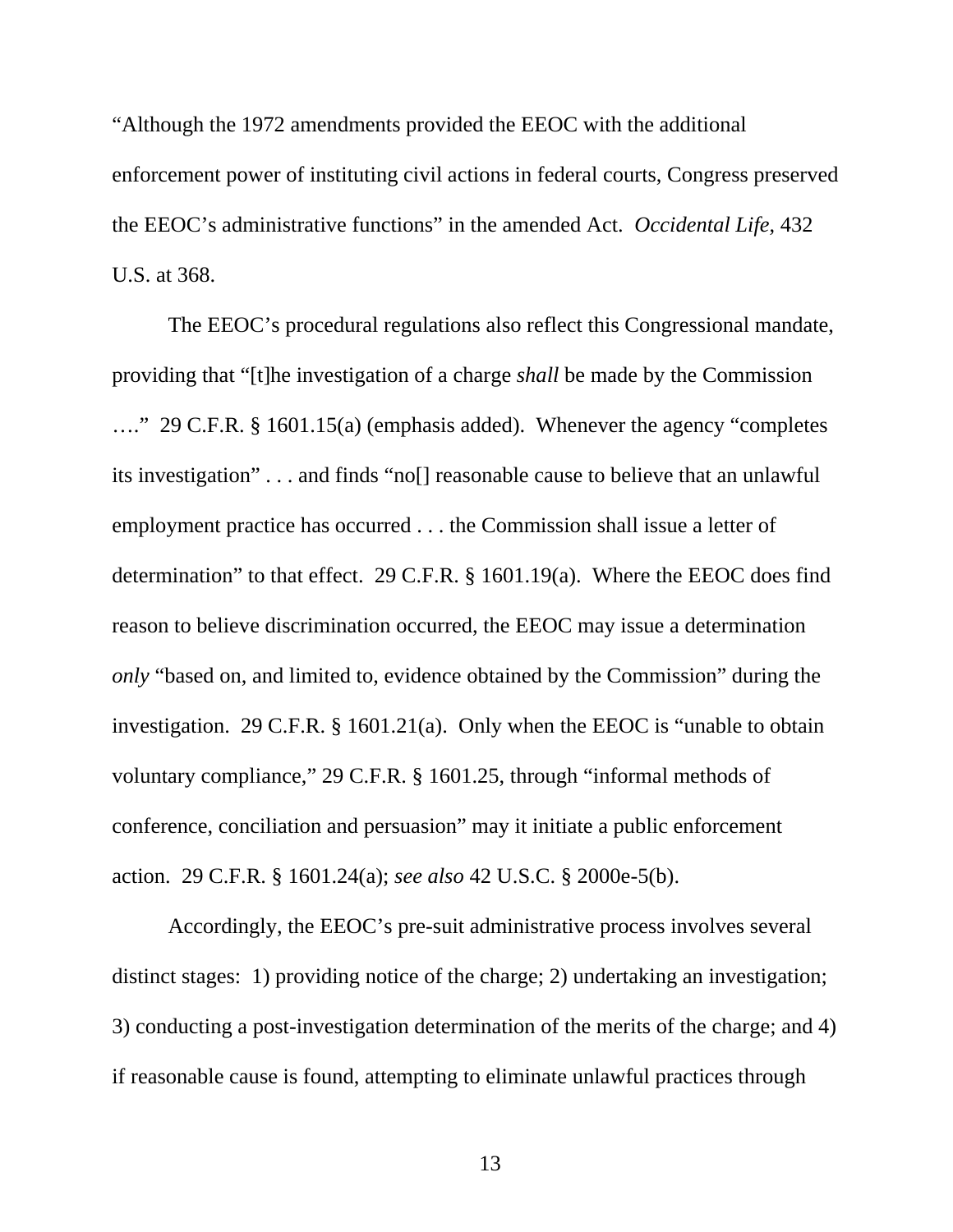"Although the 1972 amendments provided the EEOC with the additional enforcement power of instituting civil actions in federal courts, Congress preserved the EEOC's administrative functions" in the amended Act. *Occidental Life*, 432 U.S. at 368.

The EEOC's procedural regulations also reflect this Congressional mandate, providing that "[t]he investigation of a charge *shall* be made by the Commission …." 29 C.F.R. § 1601.15(a) (emphasis added). Whenever the agency "completes its investigation" . . . and finds "no[] reasonable cause to believe that an unlawful employment practice has occurred . . . the Commission shall issue a letter of determination" to that effect. 29 C.F.R. § 1601.19(a). Where the EEOC does find reason to believe discrimination occurred, the EEOC may issue a determination *only* "based on, and limited to, evidence obtained by the Commission" during the investigation. 29 C.F.R. § 1601.21(a). Only when the EEOC is "unable to obtain voluntary compliance," 29 C.F.R. § 1601.25, through "informal methods of conference, conciliation and persuasion" may it initiate a public enforcement action. 29 C.F.R. § 1601.24(a); *see also* 42 U.S.C. § 2000e-5(b).

Accordingly, the EEOC's pre-suit administrative process involves several distinct stages: 1) providing notice of the charge; 2) undertaking an investigation; 3) conducting a post-investigation determination of the merits of the charge; and 4) if reasonable cause is found, attempting to eliminate unlawful practices through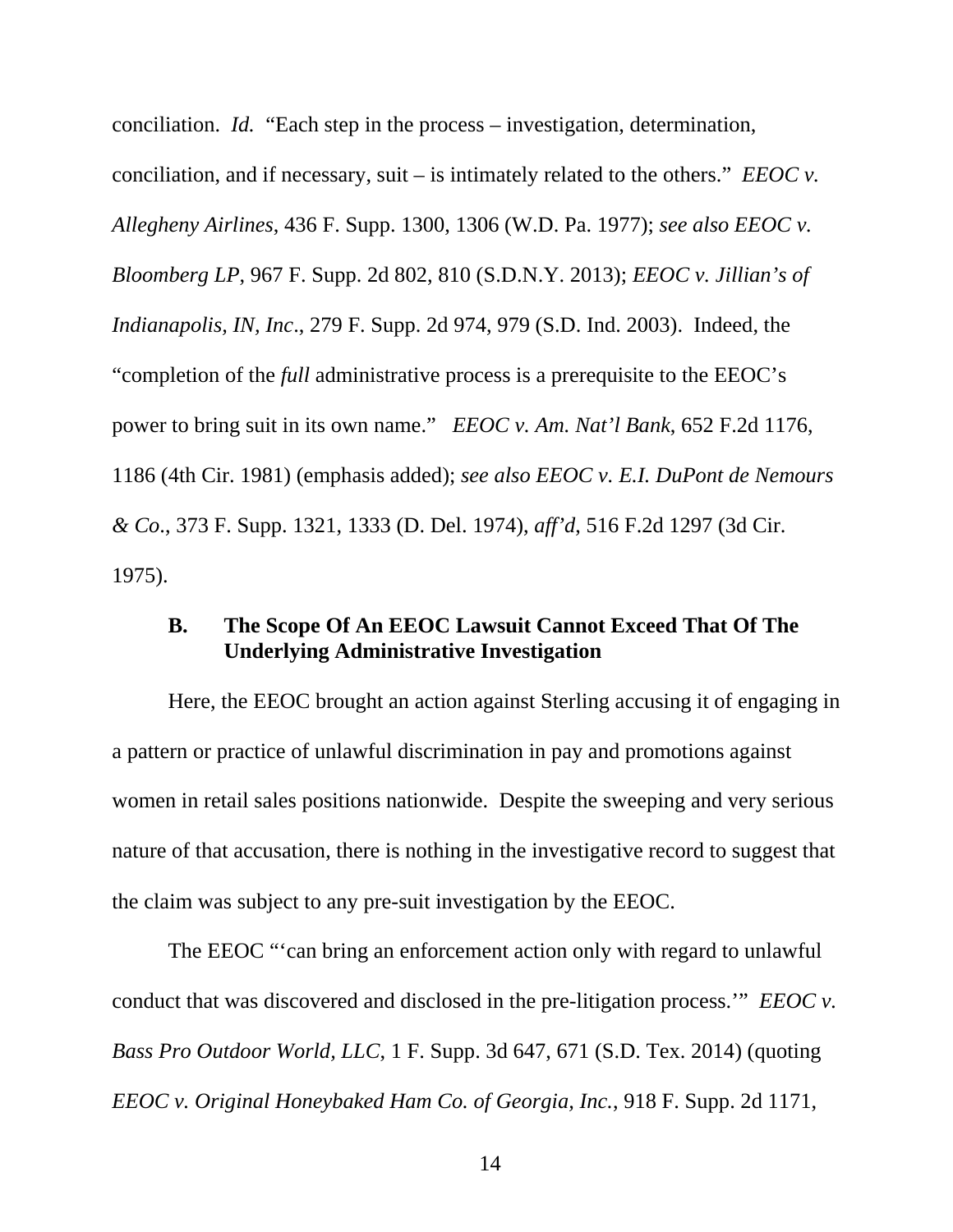conciliation. *Id.* "Each step in the process – investigation, determination, conciliation, and if necessary, suit – is intimately related to the others." *EEOC v. Allegheny Airlines*, 436 F. Supp. 1300, 1306 (W.D. Pa. 1977); *see also EEOC v. Bloomberg LP*, 967 F. Supp. 2d 802, 810 (S.D.N.Y. 2013); *EEOC v. Jillian's of Indianapolis, IN, Inc*., 279 F. Supp. 2d 974, 979 (S.D. Ind. 2003). Indeed, the "completion of the *full* administrative process is a prerequisite to the EEOC's power to bring suit in its own name." *EEOC v. Am. Nat'l Bank*, 652 F.2d 1176, 1186 (4th Cir. 1981) (emphasis added); *see also EEOC v. E.I. DuPont de Nemours & Co*., 373 F. Supp. 1321, 1333 (D. Del. 1974), *aff'd*, 516 F.2d 1297 (3d Cir. 1975).

### B. The Scope Of An EEOC Lawsuit Cannot Exceed That Of The Underlying Administrative Investigation

Here, the EEOC brought an action against Sterling accusing it of engaging in a pattern or practice of unlawful discrimination in pay and promotions against women in retail sales positions nationwide. Despite the sweeping and very serious nature of that accusation, there is nothing in the investigative record to suggest that the claim was subject to any pre-suit investigation by the EEOC.

The EEOC "'can bring an enforcement action only with regard to unlawful conduct that was discovered and disclosed in the pre-litigation process.'" *EEOC v. Bass Pro Outdoor World, LLC*, 1 F. Supp. 3d 647, 671 (S.D. Tex. 2014) (quoting *EEOC v. Original Honeybaked Ham Co. of Georgia, Inc.*, 918 F. Supp. 2d 1171,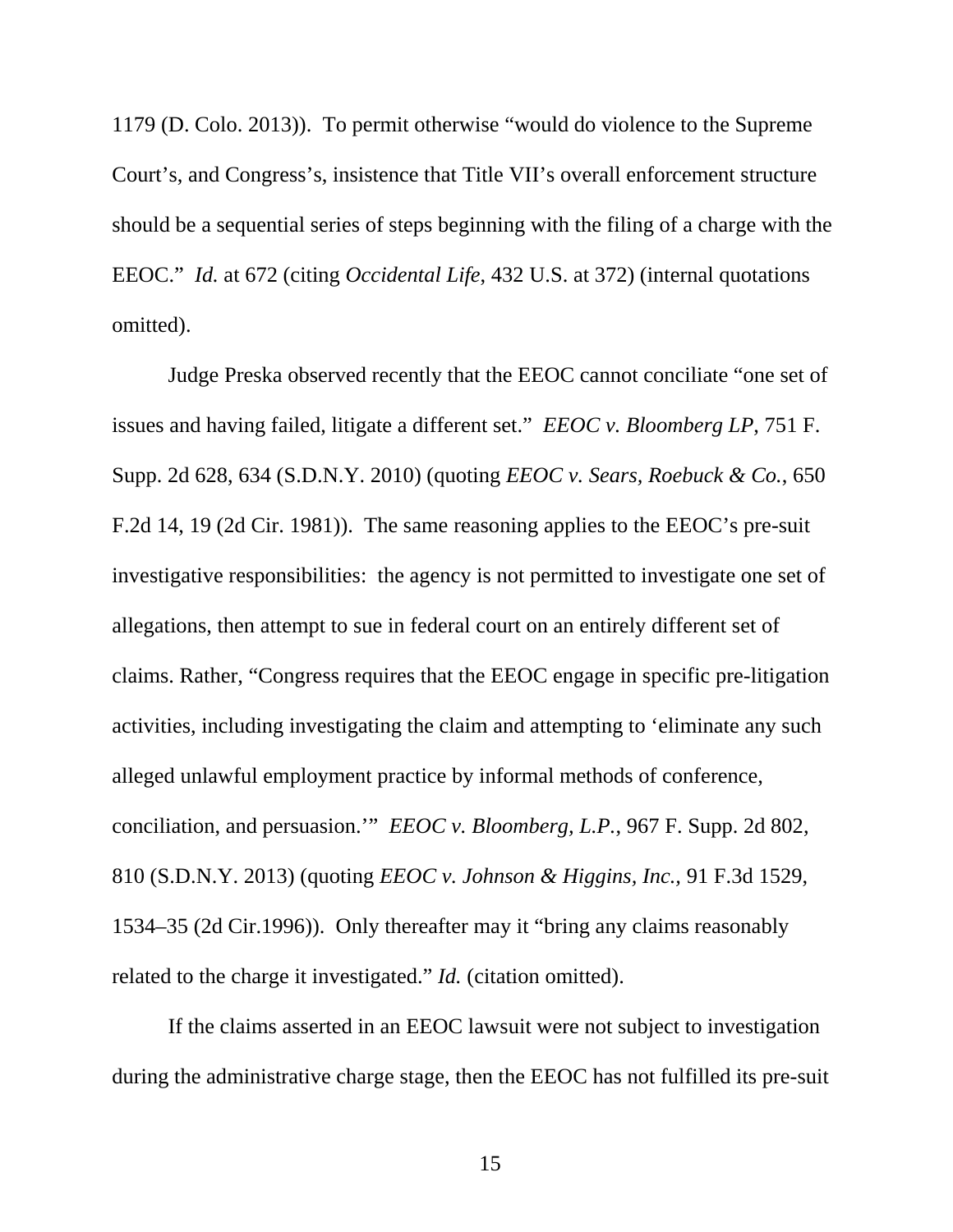1179 (D. Colo. 2013)). To permit otherwise "would do violence to the Supreme Court's, and Congress's, insistence that Title VII's overall enforcement structure should be a sequential series of steps beginning with the filing of a charge with the EEOC." *Id.* at 672 (citing *Occidental Life*, 432 U.S. at 372) (internal quotations omitted).

Judge Preska observed recently that the EEOC cannot conciliate "one set of issues and having failed, litigate a different set." *EEOC v. Bloomberg LP*, 751 F. Supp. 2d 628, 634 (S.D.N.Y. 2010) (quoting *EEOC v. Sears, Roebuck & Co.*, 650 F.2d 14, 19 (2d Cir. 1981)). The same reasoning applies to the EEOC's pre-suit investigative responsibilities: the agency is not permitted to investigate one set of allegations, then attempt to sue in federal court on an entirely different set of claims. Rather, "Congress requires that the EEOC engage in specific pre-litigation activities, including investigating the claim and attempting to 'eliminate any such alleged unlawful employment practice by informal methods of conference, conciliation, and persuasion.'" *EEOC v. Bloomberg, L.P.*, 967 F. Supp. 2d 802, 810 (S.D.N.Y. 2013) (quoting *EEOC v. Johnson & Higgins, Inc.*, 91 F.3d 1529, 1534–35 (2d Cir.1996)). Only thereafter may it "bring any claims reasonably related to the charge it investigated." *Id.* (citation omitted).

If the claims asserted in an EEOC lawsuit were not subject to investigation during the administrative charge stage, then the EEOC has not fulfilled its pre-suit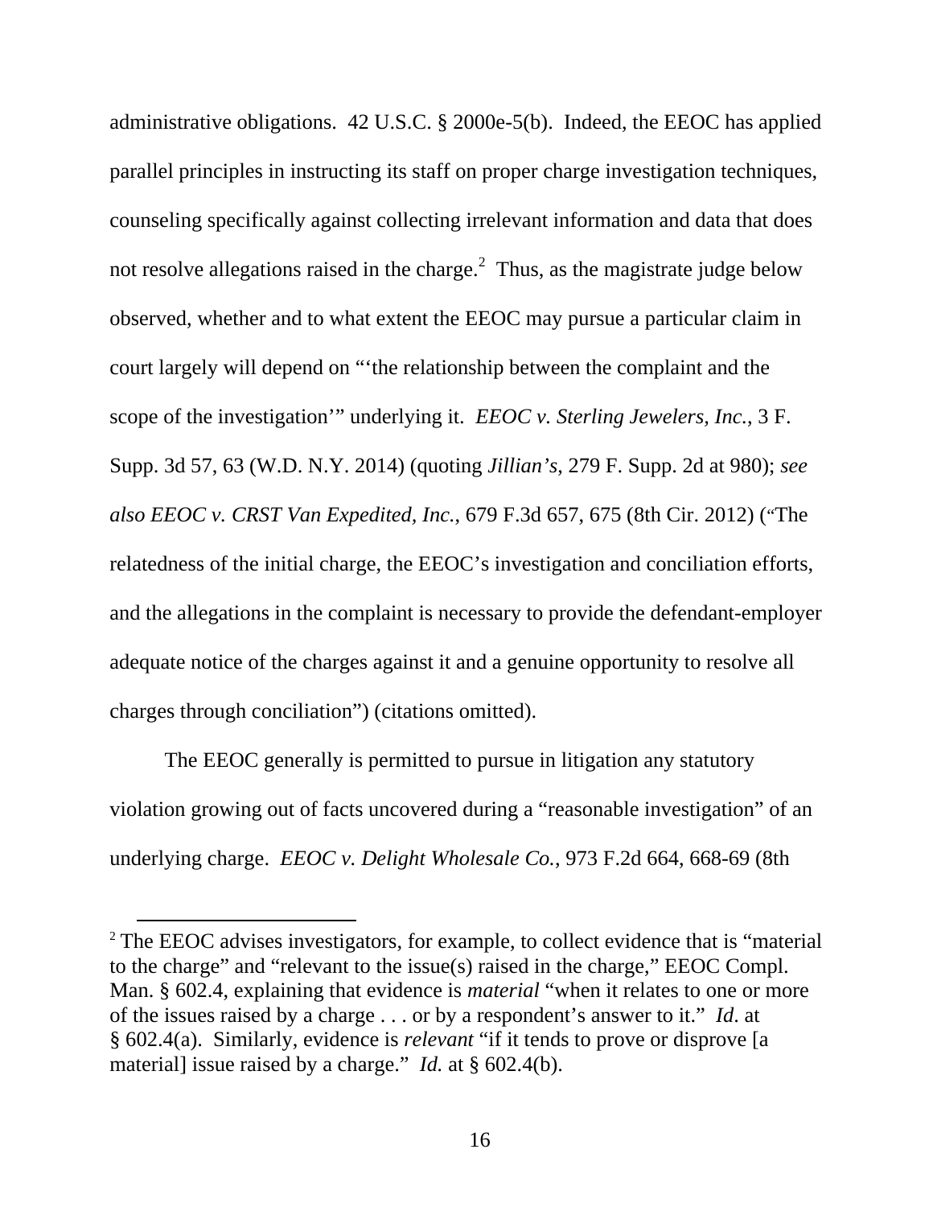administrative obligations. 42 U.S.C. § 2000e-5(b). Indeed, the EEOC has applied parallel principles in instructing its staff on proper charge investigation techniques, counseling specifically against collecting irrelevant information and data that does not resolve allegations raised in the charge.[2] Thus, as the magistrate judge below observed, whether and to what extent the EEOC may pursue a particular claim in court largely will depend on "'the relationship between the complaint and the scope of the investigation'" underlying it. *EEOC v. Sterling Jewelers, Inc.*, 3 F. Supp. 3d 57, 63 (W.D. N.Y. 2014) (quoting *Jillian's*, 279 F. Supp. 2d at 980); *see also EEOC v. CRST Van Expedited, Inc.*, 679 F.3d 657, 675 (8th Cir. 2012) ("The relatedness of the initial charge, the EEOC's investigation and conciliation efforts, and the allegations in the complaint is necessary to provide the defendant-employer adequate notice of the charges against it and a genuine opportunity to resolve all charges through conciliation") (citations omitted).

The EEOC generally is permitted to pursue in litigation any statutory violation growing out of facts uncovered during a "reasonable investigation" of an underlying charge. *EEOC v. Delight Wholesale Co.*, 973 F.2d 664, 668-69 (8th

---

[2] The EEOC advises investigators, for example, to collect evidence that is "material to the charge" and "relevant to the issue(s) raised in the charge," EEOC Compl. Man. § 602.4, explaining that evidence is *material* "when it relates to one or more of the issues raised by a charge . . . or by a respondent's answer to it." *Id.* at § 602.4(a). Similarly, evidence is *relevant* "if it tends to prove or disprove [a material] issue raised by a charge." *Id.* at § 602.4(b).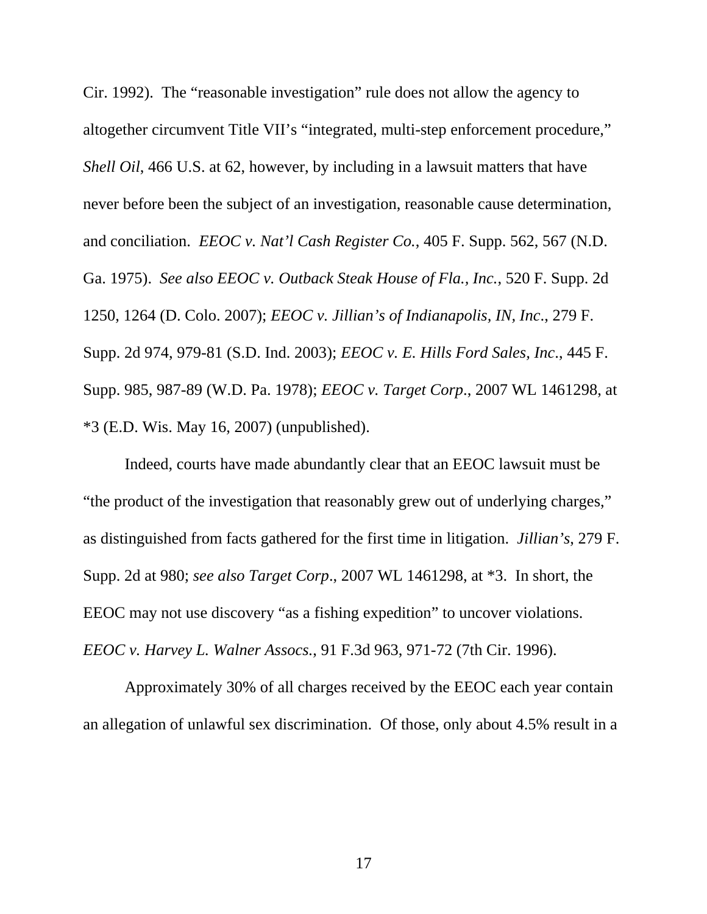Cir. 1992). The "reasonable investigation" rule does not allow the agency to altogether circumvent Title VII's "integrated, multi-step enforcement procedure," *Shell Oil*, 466 U.S. at 62, however, by including in a lawsuit matters that have never before been the subject of an investigation, reasonable cause determination, and conciliation. *EEOC v. Nat'l Cash Register Co.*, 405 F. Supp. 562, 567 (N.D. Ga. 1975). *See also EEOC v. Outback Steak House of Fla., Inc.*, 520 F. Supp. 2d 1250, 1264 (D. Colo. 2007); *EEOC v. Jillian's of Indianapolis, IN, Inc.*, 279 F. Supp. 2d 974, 979-81 (S.D. Ind. 2003); *EEOC v. E. Hills Ford Sales, Inc.*, 445 F. Supp. 985, 987-89 (W.D. Pa. 1978); *EEOC v. Target Corp.*, 2007 WL 1461298, at *3 (E.D. Wis. May 16, 2007) (unpublished).

Indeed, courts have made abundantly clear that an EEOC lawsuit must be "the product of the investigation that reasonably grew out of underlying charges," as distinguished from facts gathered for the first time in litigation. *Jillian's*, 279 F. Supp. 2d at 980; *see also Target Corp*., 2007 WL 1461298, at *3. In short, the EEOC may not use discovery "as a fishing expedition" to uncover violations. *EEOC v. Harvey L. Walner Assocs.*, 91 F.3d 963, 971-72 (7th Cir. 1996).

Approximately 30% of all charges received by the EEOC each year contain an allegation of unlawful sex discrimination. Of those, only about 4.5% result in a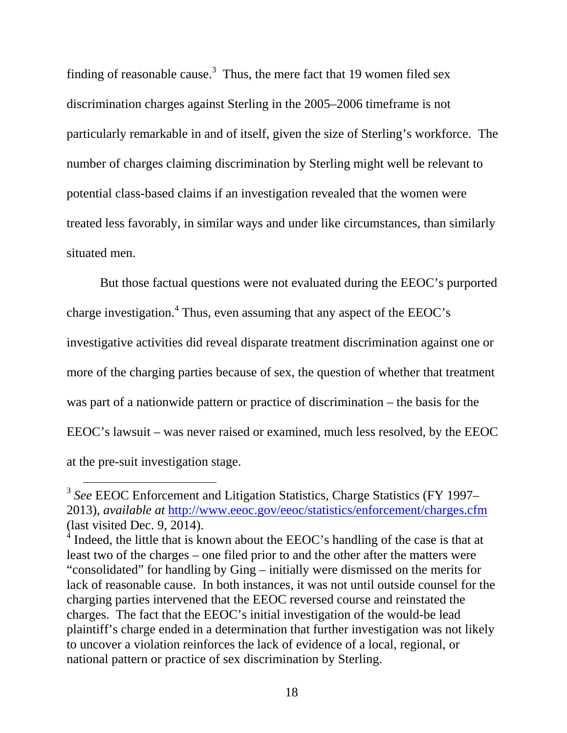finding of reasonable cause.[3] Thus, the mere fact that 19 women filed sex discrimination charges against Sterling in the 2005–2006 timeframe is not particularly remarkable in and of itself, given the size of Sterling's workforce. The number of charges claiming discrimination by Sterling might well be relevant to potential class-based claims if an investigation revealed that the women were treated less favorably, in similar ways and under like circumstances, than similarly situated men.

But those factual questions were not evaluated during the EEOC's purported charge investigation.[4] Thus, even assuming that any aspect of the EEOC's investigative activities did reveal disparate treatment discrimination against one or more of the charging parties because of sex, the question of whether that treatment was part of a nationwide pattern or practice of discrimination – the basis for the EEOC's lawsuit – was never raised or examined, much less resolved, by the EEOC at the pre-suit investigation stage.

---

[3] *See* EEOC Enforcement and Litigation Statistics, Charge Statistics (FY 1997–2013), *available at* http://www.eeoc.gov/eeoc/statistics/enforcement/charges.cfm (last visited Dec. 9, 2014).

[4] Indeed, the little that is known about the EEOC's handling of the case is that at least two of the charges – one filed prior to and the other after the matters were "consolidated" for handling by Ging – initially were dismissed on the merits for lack of reasonable cause. In both instances, it was not until outside counsel for the charging parties intervened that the EEOC reversed course and reinstated the charges. The fact that the EEOC's initial investigation of the would-be lead plaintiff's charge ended in a determination that further investigation was not likely to uncover a violation reinforces the lack of evidence of a local, regional, or national pattern or practice of sex discrimination by Sterling.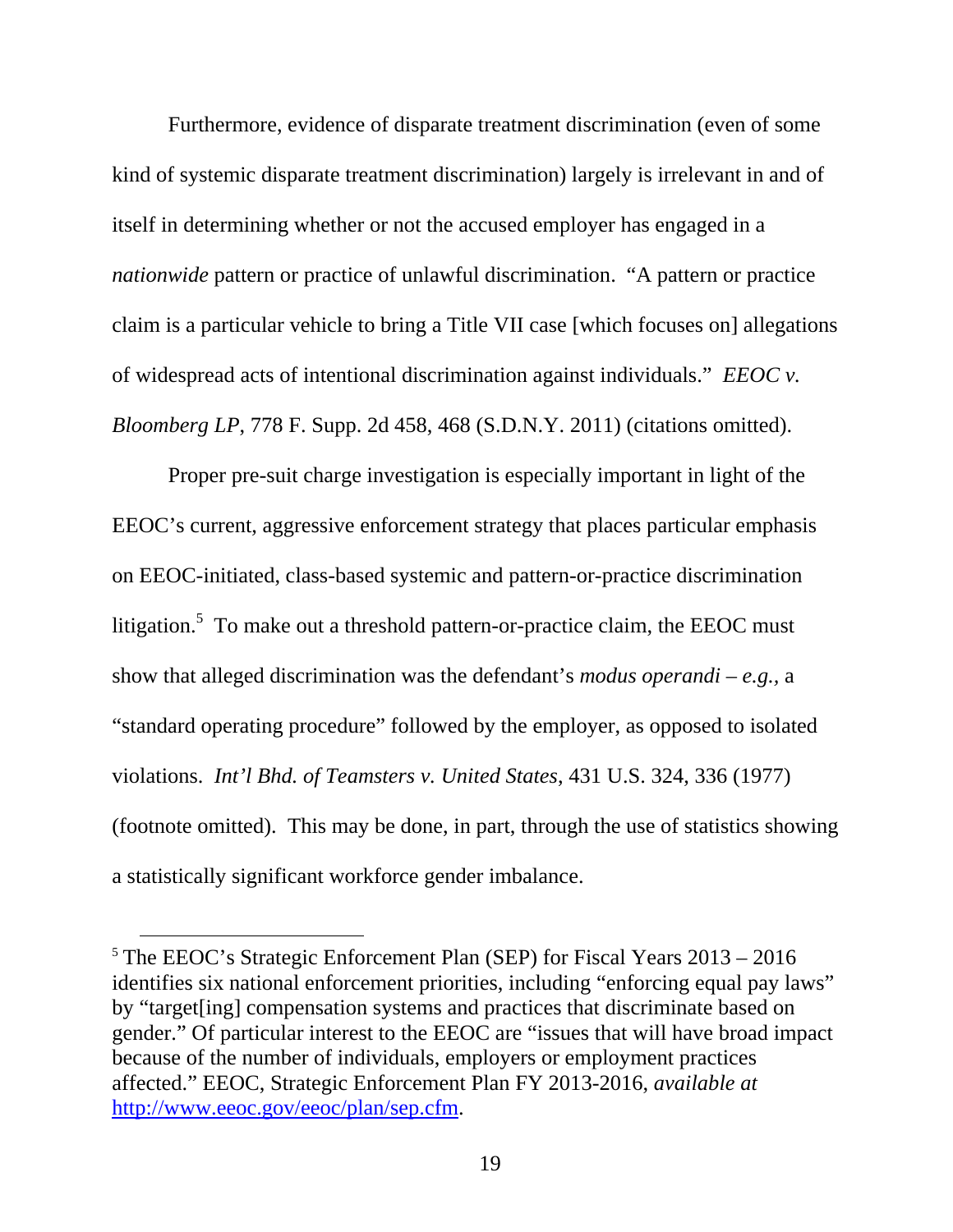Furthermore, evidence of disparate treatment discrimination (even of some kind of systemic disparate treatment discrimination) largely is irrelevant in and of itself in determining whether or not the accused employer has engaged in a *nationwide* pattern or practice of unlawful discrimination. "A pattern or practice claim is a particular vehicle to bring a Title VII case [which focuses on] allegations of widespread acts of intentional discrimination against individuals." *EEOC v. Bloomberg LP*, 778 F. Supp. 2d 458, 468 (S.D.N.Y. 2011) (citations omitted).

Proper pre-suit charge investigation is especially important in light of the EEOC's current, aggressive enforcement strategy that places particular emphasis on EEOC-initiated, class-based systemic and pattern-or-practice discrimination litigation.[5] To make out a threshold pattern-or-practice claim, the EEOC must show that alleged discrimination was the defendant's *modus operandi* – *e.g.*, a "standard operating procedure" followed by the employer, as opposed to isolated violations. *Int'l Bhd. of Teamsters v. United States*, 431 U.S. 324, 336 (1977) (footnote omitted). This may be done, in part, through the use of statistics showing a statistically significant workforce gender imbalance.

---

[5] The EEOC's Strategic Enforcement Plan (SEP) for Fiscal Years 2013 – 2016 identifies six national enforcement priorities, including "enforcing equal pay laws" by "target[ing] compensation systems and practices that discriminate based on gender." Of particular interest to the EEOC are "issues that will have broad impact because of the number of individuals, employers or employment practices affected." EEOC, Strategic Enforcement Plan FY 2013-2016, *available at* [http://www.eeoc.gov/eeoc/plan/sep.cfm](http://www.eeoc.gov/eeoc/plan/sep.cfm).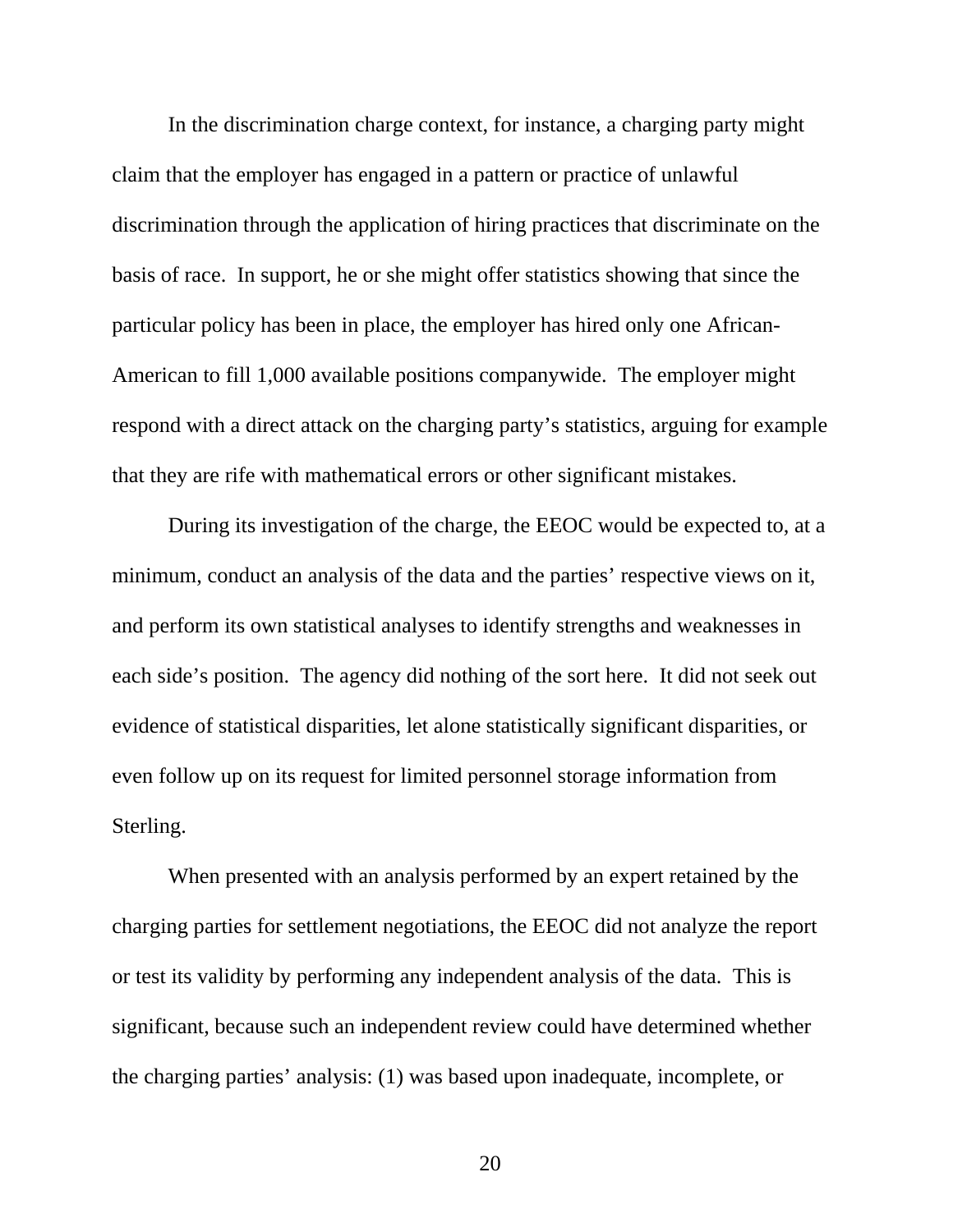In the discrimination charge context, for instance, a charging party might claim that the employer has engaged in a pattern or practice of unlawful discrimination through the application of hiring practices that discriminate on the basis of race. In support, he or she might offer statistics showing that since the particular policy has been in place, the employer has hired only one African-American to fill 1,000 available positions companywide. The employer might respond with a direct attack on the charging party's statistics, arguing for example that they are rife with mathematical errors or other significant mistakes.

During its investigation of the charge, the EEOC would be expected to, at a minimum, conduct an analysis of the data and the parties' respective views on it, and perform its own statistical analyses to identify strengths and weaknesses in each side's position. The agency did nothing of the sort here. It did not seek out evidence of statistical disparities, let alone statistically significant disparities, or even follow up on its request for limited personnel storage information from Sterling.

When presented with an analysis performed by an expert retained by the charging parties for settlement negotiations, the EEOC did not analyze the report or test its validity by performing any independent analysis of the data. This is significant, because such an independent review could have determined whether the charging parties' analysis: (1) was based upon inadequate, incomplete, or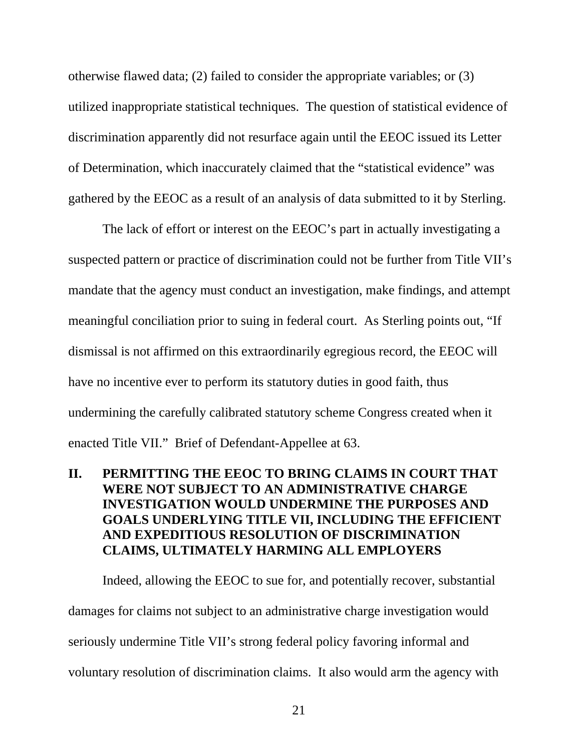otherwise flawed data; (2) failed to consider the appropriate variables; or (3) utilized inappropriate statistical techniques. The question of statistical evidence of discrimination apparently did not resurface again until the EEOC issued its Letter of Determination, which inaccurately claimed that the "statistical evidence" was gathered by the EEOC as a result of an analysis of data submitted to it by Sterling.

The lack of effort or interest on the EEOC's part in actually investigating a suspected pattern or practice of discrimination could not be further from Title VII's mandate that the agency must conduct an investigation, make findings, and attempt meaningful conciliation prior to suing in federal court. As Sterling points out, "If dismissal is not affirmed on this extraordinarily egregious record, the EEOC will have no incentive ever to perform its statutory duties in good faith, thus undermining the carefully calibrated statutory scheme Congress created when it enacted Title VII." Brief of Defendant-Appellee at 63.

## II. PERMITTING THE EEOC TO BRING CLAIMS IN COURT THAT WERE NOT SUBJECT TO AN ADMINISTRATIVE CHARGE INVESTIGATION WOULD UNDERMINE THE PURPOSES AND GOALS UNDERLYING TITLE VII, INCLUDING THE EFFICIENT AND EXPEDITIOUS RESOLUTION OF DISCRIMINATION CLAIMS, ULTIMATELY HARMING ALL EMPLOYERS

Indeed, allowing the EEOC to sue for, and potentially recover, substantial damages for claims not subject to an administrative charge investigation would seriously undermine Title VII's strong federal policy favoring informal and voluntary resolution of discrimination claims. It also would arm the agency with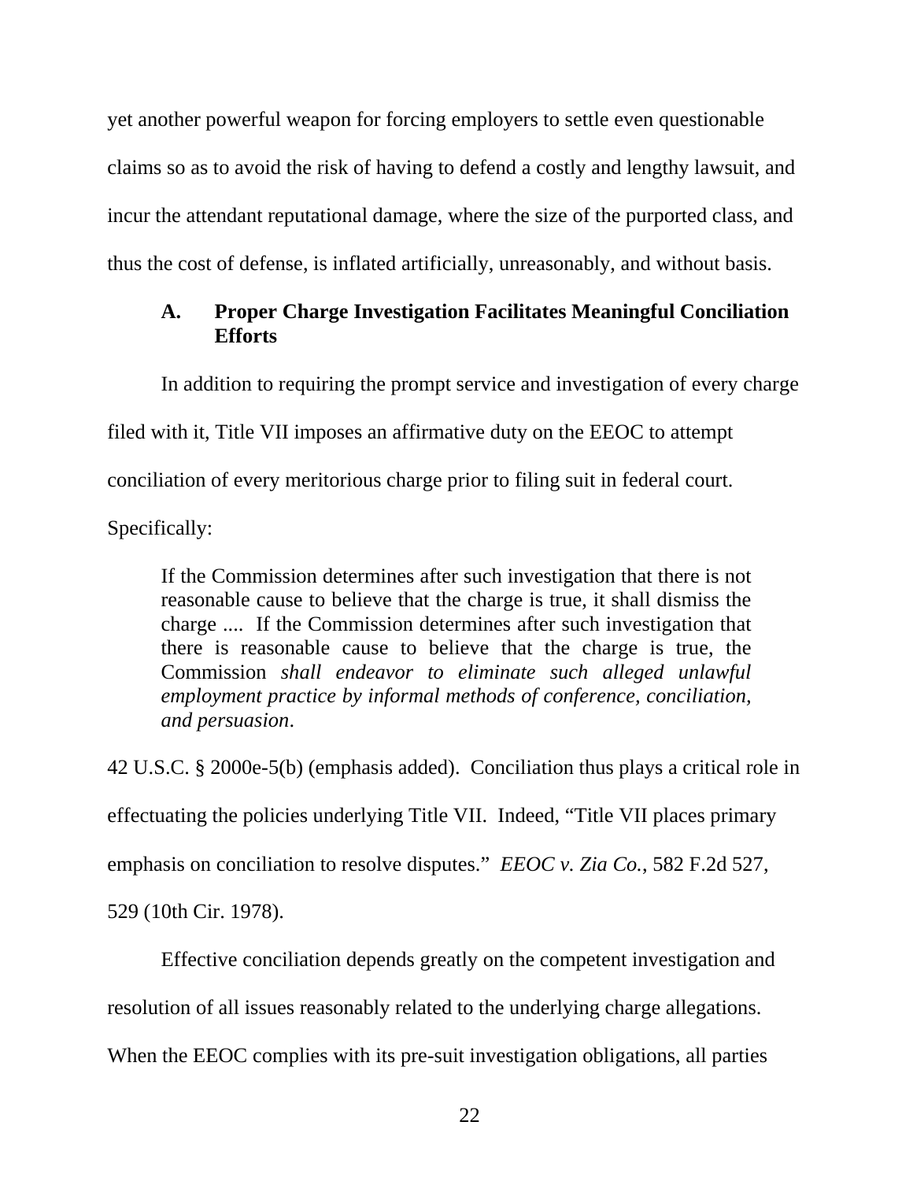yet another powerful weapon for forcing employers to settle even questionable claims so as to avoid the risk of having to defend a costly and lengthy lawsuit, and incur the attendant reputational damage, where the size of the purported class, and thus the cost of defense, is inflated artificially, unreasonably, and without basis.

### A. Proper Charge Investigation Facilitates Meaningful Conciliation Efforts

In addition to requiring the prompt service and investigation of every charge filed with it, Title VII imposes an affirmative duty on the EEOC to attempt conciliation of every meritorious charge prior to filing suit in federal court. Specifically:

> If the Commission determines after such investigation that there is not reasonable cause to believe that the charge is true, it shall dismiss the charge .... If the Commission determines after such investigation that there is reasonable cause to believe that the charge is true, the Commission *shall endeavor to eliminate such alleged unlawful employment practice by informal methods of conference, conciliation, and persuasion*.

42 U.S.C. § 2000e-5(b) (emphasis added). Conciliation thus plays a critical role in effectuating the policies underlying Title VII. Indeed, "Title VII places primary emphasis on conciliation to resolve disputes." *EEOC v. Zia Co.*, 582 F.2d 527, 529 (10th Cir. 1978).

Effective conciliation depends greatly on the competent investigation and resolution of all issues reasonably related to the underlying charge allegations. When the EEOC complies with its pre-suit investigation obligations, all parties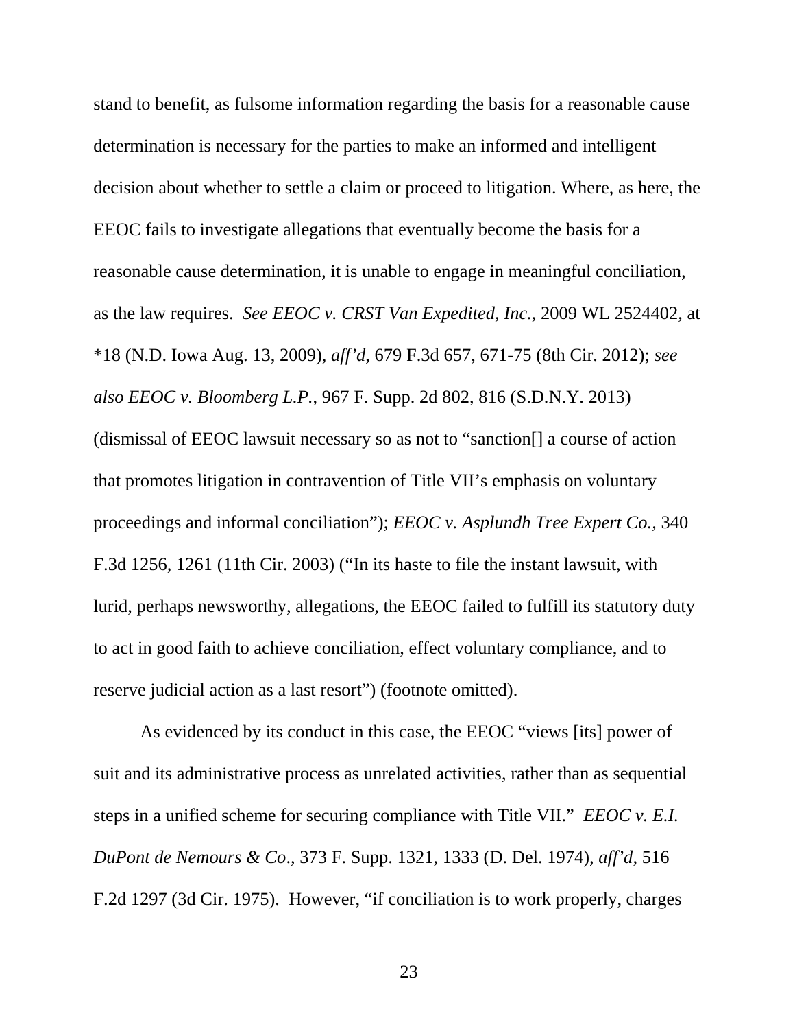stand to benefit, as fulsome information regarding the basis for a reasonable cause determination is necessary for the parties to make an informed and intelligent decision about whether to settle a claim or proceed to litigation. Where, as here, the EEOC fails to investigate allegations that eventually become the basis for a reasonable cause determination, it is unable to engage in meaningful conciliation, as the law requires. *See EEOC v. CRST Van Expedited, Inc.*, 2009 WL 2524402, at *18 (N.D. Iowa Aug. 13, 2009), *aff'd*, 679 F.3d 657, 671-75 (8th Cir. 2012); *see also EEOC v. Bloomberg L.P.*, 967 F. Supp. 2d 802, 816 (S.D.N.Y. 2013) (dismissal of EEOC lawsuit necessary so as not to "sanction[] a course of action that promotes litigation in contravention of Title VII's emphasis on voluntary proceedings and informal conciliation"); *EEOC v. Asplundh Tree Expert Co.*, 340 F.3d 1256, 1261 (11th Cir. 2003) ("In its haste to file the instant lawsuit, with lurid, perhaps newsworthy, allegations, the EEOC failed to fulfill its statutory duty to act in good faith to achieve conciliation, effect voluntary compliance, and to reserve judicial action as a last resort") (footnote omitted).

As evidenced by its conduct in this case, the EEOC "views [its] power of suit and its administrative process as unrelated activities, rather than as sequential steps in a unified scheme for securing compliance with Title VII." *EEOC v. E.I. DuPont de Nemours & Co*., 373 F. Supp. 1321, 1333 (D. Del. 1974), *aff'd*, 516 F.2d 1297 (3d Cir. 1975). However, "if conciliation is to work properly, charges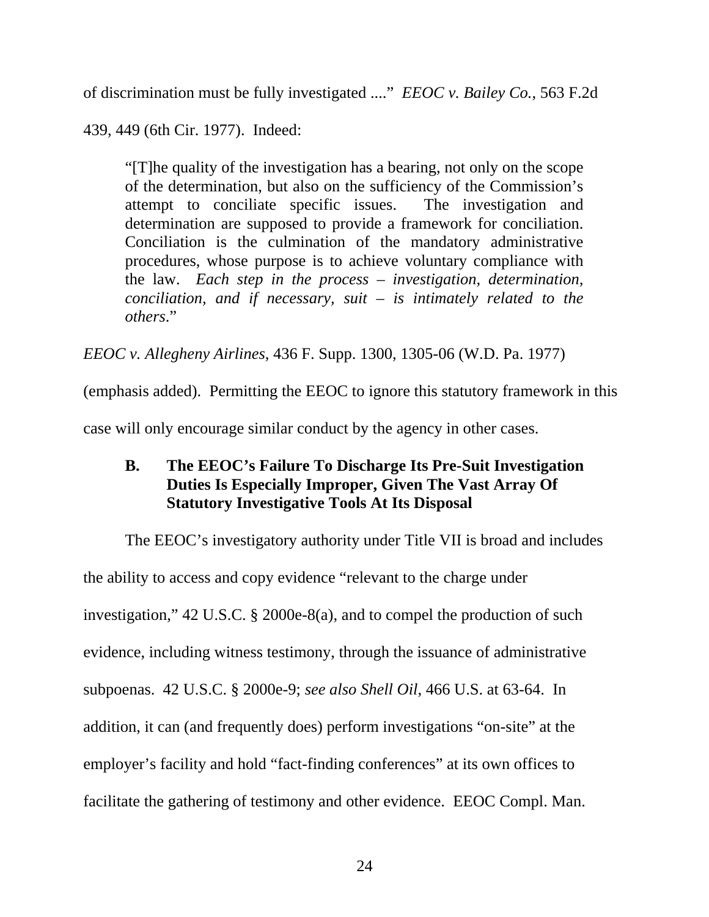of discrimination must be fully investigated ...." *EEOC v. Bailey Co.*, 563 F.2d 439, 449 (6th Cir. 1977). Indeed:

> "[T]he quality of the investigation has a bearing, not only on the scope of the determination, but also on the sufficiency of the Commission's attempt to conciliate specific issues. The investigation and determination are supposed to provide a framework for conciliation. Conciliation is the culmination of the mandatory administrative procedures, whose purpose is to achieve voluntary compliance with the law. *Each step in the process – investigation, determination, conciliation, and if necessary, suit – is intimately related to the others*."

*EEOC v. Allegheny Airlines*, 436 F. Supp. 1300, 1305-06 (W.D. Pa. 1977) (emphasis added). Permitting the EEOC to ignore this statutory framework in this case will only encourage similar conduct by the agency in other cases.

### B. The EEOC's Failure To Discharge Its Pre-Suit Investigation Duties Is Especially Improper, Given The Vast Array Of Statutory Investigative Tools At Its Disposal

The EEOC's investigatory authority under Title VII is broad and includes the ability to access and copy evidence "relevant to the charge under investigation," 42 U.S.C. § 2000e-8(a), and to compel the production of such evidence, including witness testimony, through the issuance of administrative subpoenas. 42 U.S.C. § 2000e-9; *see also Shell Oil*, 466 U.S. at 63-64. In addition, it can (and frequently does) perform investigations "on-site" at the employer's facility and hold "fact-finding conferences" at its own offices to facilitate the gathering of testimony and other evidence. EEOC Compl. Man.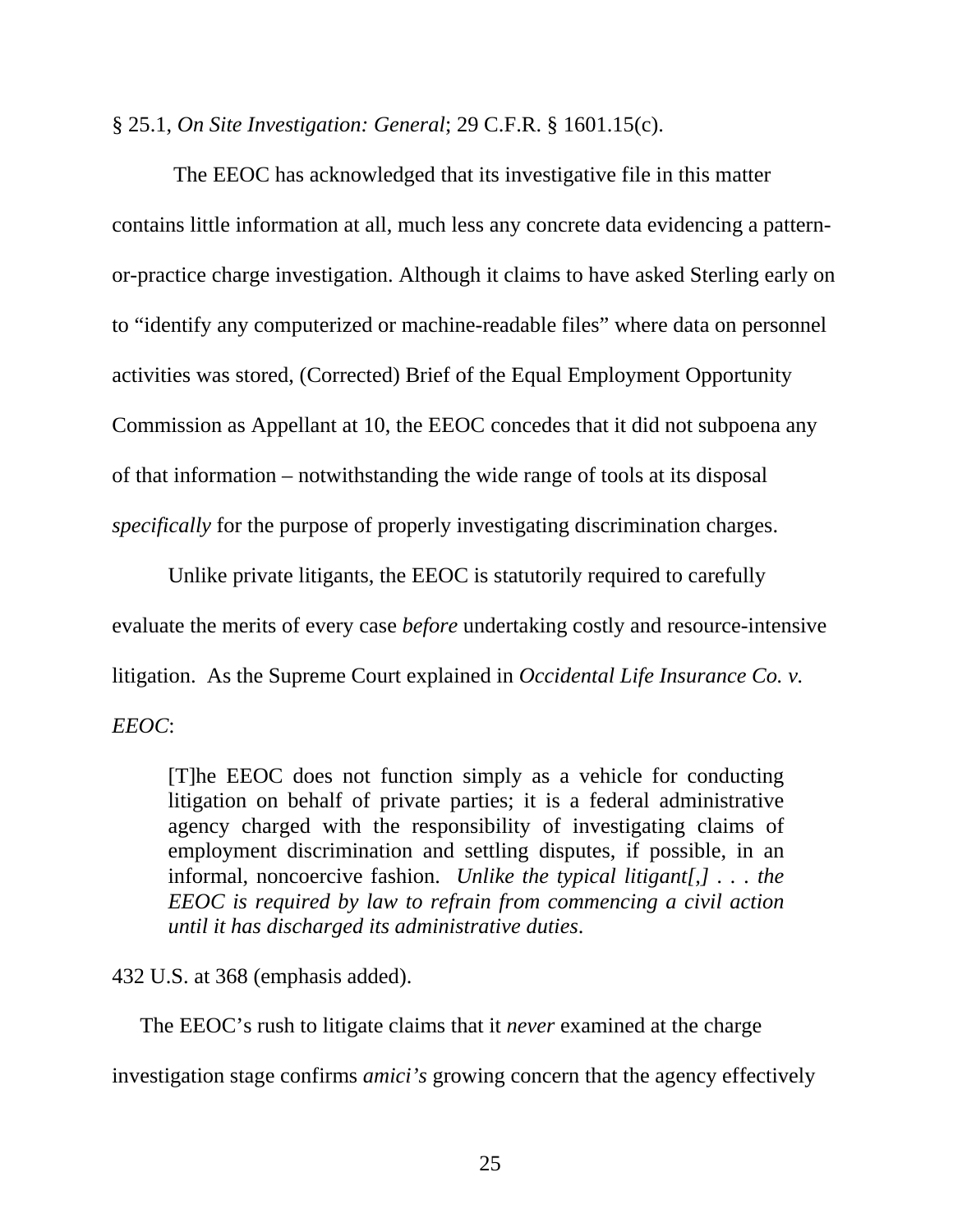§ 25.1, *On Site Investigation: General*; 29 C.F.R. § 1601.15(c).

The EEOC has acknowledged that its investigative file in this matter contains little information at all, much less any concrete data evidencing a pattern-or-practice charge investigation. Although it claims to have asked Sterling early on to "identify any computerized or machine-readable files" where data on personnel activities was stored, (Corrected) Brief of the Equal Employment Opportunity Commission as Appellant at 10, the EEOC concedes that it did not subpoena any of that information – notwithstanding the wide range of tools at its disposal *specifically* for the purpose of properly investigating discrimination charges.

Unlike private litigants, the EEOC is statutorily required to carefully evaluate the merits of every case *before* undertaking costly and resource-intensive litigation. As the Supreme Court explained in *Occidental Life Insurance Co. v. EEOC*:

> [T]he EEOC does not function simply as a vehicle for conducting litigation on behalf of private parties; it is a federal administrative agency charged with the responsibility of investigating claims of employment discrimination and settling disputes, if possible, in an informal, noncoercive fashion. *Unlike the typical litigant[,] . . . the EEOC is required by law to refrain from commencing a civil action until it has discharged its administrative duties*.

432 U.S. at 368 (emphasis added).

The EEOC's rush to litigate claims that it *never* examined at the charge investigation stage confirms *amici's* growing concern that the agency effectively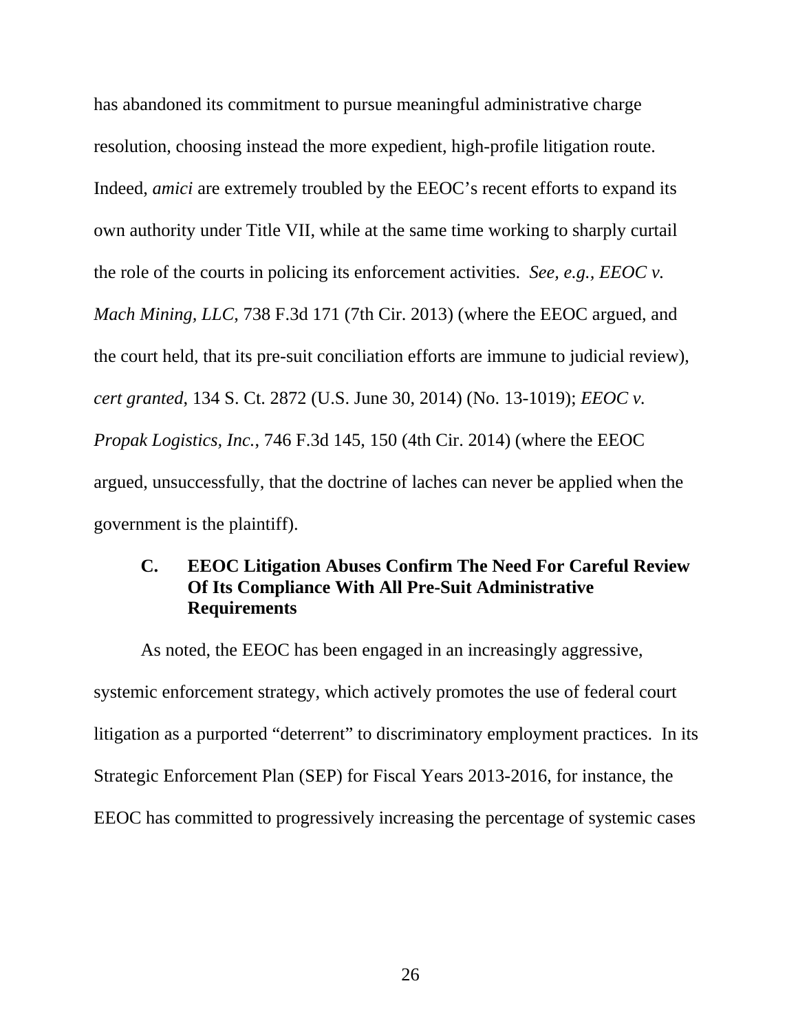has abandoned its commitment to pursue meaningful administrative charge resolution, choosing instead the more expedient, high-profile litigation route. Indeed, *amici* are extremely troubled by the EEOC's recent efforts to expand its own authority under Title VII, while at the same time working to sharply curtail the role of the courts in policing its enforcement activities. *See, e.g., EEOC v. Mach Mining, LLC*, 738 F.3d 171 (7th Cir. 2013) (where the EEOC argued, and the court held, that its pre-suit conciliation efforts are immune to judicial review), *cert granted*, 134 S. Ct. 2872 (U.S. June 30, 2014) (No. 13-1019); *EEOC v. Propak Logistics, Inc.*, 746 F.3d 145, 150 (4th Cir. 2014) (where the EEOC argued, unsuccessfully, that the doctrine of laches can never be applied when the government is the plaintiff).

### C. EEOC Litigation Abuses Confirm The Need For Careful Review Of Its Compliance With All Pre-Suit Administrative Requirements

As noted, the EEOC has been engaged in an increasingly aggressive, systemic enforcement strategy, which actively promotes the use of federal court litigation as a purported "deterrent" to discriminatory employment practices. In its Strategic Enforcement Plan (SEP) for Fiscal Years 2013-2016, for instance, the EEOC has committed to progressively increasing the percentage of systemic cases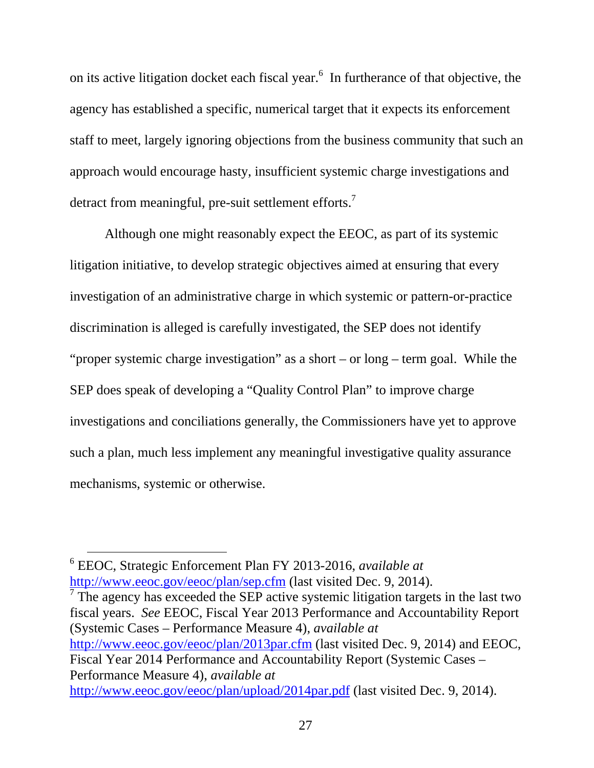on its active litigation docket each fiscal year.[6] In furtherance of that objective, the agency has established a specific, numerical target that it expects its enforcement staff to meet, largely ignoring objections from the business community that such an approach would encourage hasty, insufficient systemic charge investigations and detract from meaningful, pre-suit settlement efforts.[7]

Although one might reasonably expect the EEOC, as part of its systemic litigation initiative, to develop strategic objectives aimed at ensuring that every investigation of an administrative charge in which systemic or pattern-or-practice discrimination is alleged is carefully investigated, the SEP does not identify "proper systemic charge investigation" as a short – or long – term goal. While the SEP does speak of developing a "Quality Control Plan" to improve charge investigations and conciliations generally, the Commissioners have yet to approve such a plan, much less implement any meaningful investigative quality assurance mechanisms, systemic or otherwise.

---

[6] EEOC, Strategic Enforcement Plan FY 2013-2016, *available at* http://www.eeoc.gov/eeoc/plan/sep.cfm (last visited Dec. 9, 2014).

[7] The agency has exceeded the SEP active systemic litigation targets in the last two fiscal years. *See* EEOC, Fiscal Year 2013 Performance and Accountability Report (Systemic Cases – Performance Measure 4), *available at* http://www.eeoc.gov/eeoc/plan/2013par.cfm (last visited Dec. 9, 2014) and EEOC, Fiscal Year 2014 Performance and Accountability Report (Systemic Cases – Performance Measure 4), *available at* http://www.eeoc.gov/eeoc/plan/upload/2014par.pdf (last visited Dec. 9, 2014).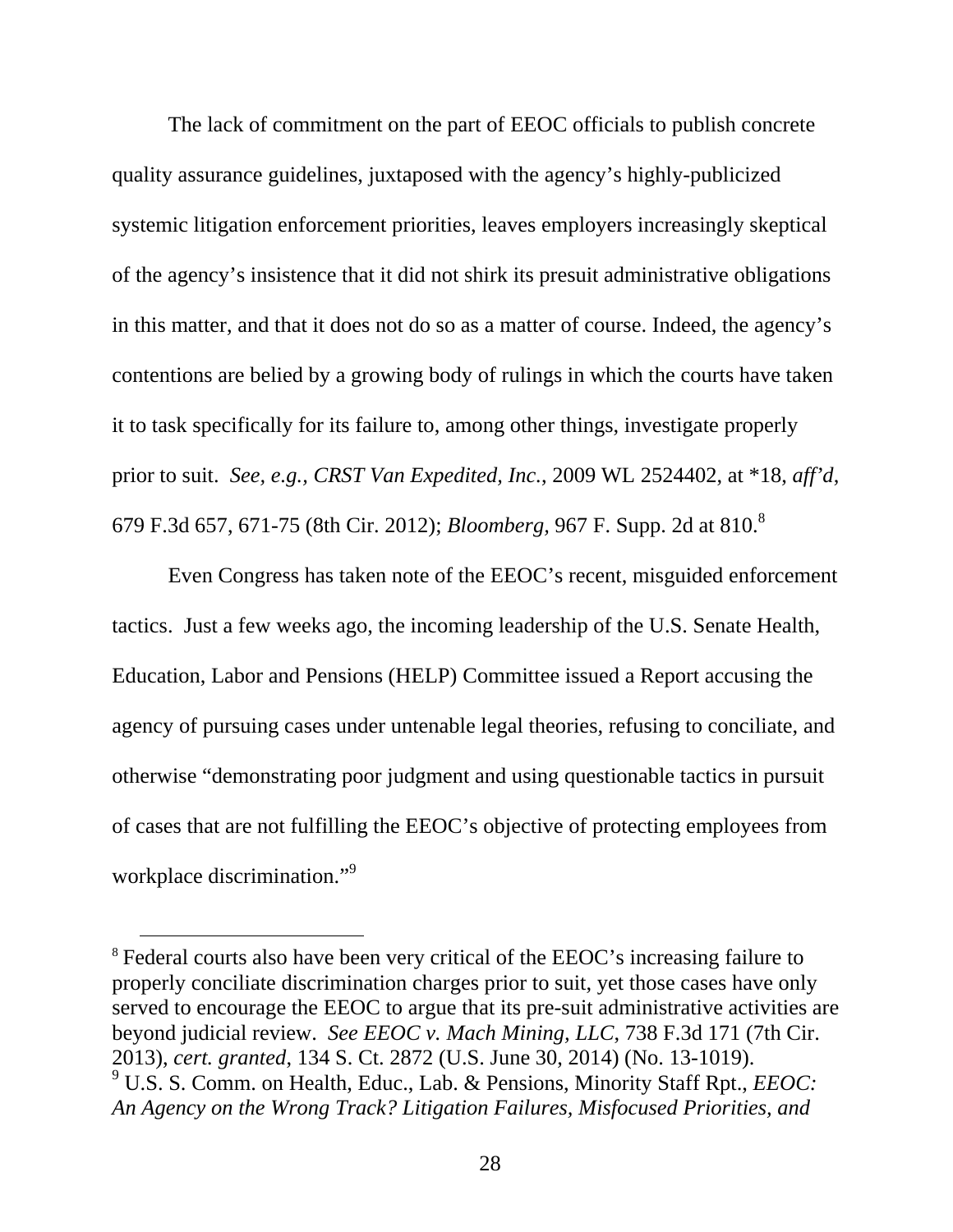The lack of commitment on the part of EEOC officials to publish concrete quality assurance guidelines, juxtaposed with the agency's highly-publicized systemic litigation enforcement priorities, leaves employers increasingly skeptical of the agency's insistence that it did not shirk its presuit administrative obligations in this matter, and that it does not do so as a matter of course. Indeed, the agency's contentions are belied by a growing body of rulings in which the courts have taken it to task specifically for its failure to, among other things, investigate properly prior to suit. *See, e.g., CRST Van Expedited, Inc.*, 2009 WL 2524402, at *18, *aff'd*, 679 F.3d 657, 671-75 (8th Cir. 2012); *Bloomberg*, 967 F. Supp. 2d at 810.[8]

Even Congress has taken note of the EEOC's recent, misguided enforcement tactics. Just a few weeks ago, the incoming leadership of the U.S. Senate Health, Education, Labor and Pensions (HELP) Committee issued a Report accusing the agency of pursuing cases under untenable legal theories, refusing to conciliate, and otherwise "demonstrating poor judgment and using questionable tactics in pursuit of cases that are not fulfilling the EEOC's objective of protecting employees from workplace discrimination."[9]

---

[8] Federal courts also have been very critical of the EEOC's increasing failure to properly conciliate discrimination charges prior to suit, yet those cases have only served to encourage the EEOC to argue that its pre-suit administrative activities are beyond judicial review. *See EEOC v. Mach Mining, LLC*, 738 F.3d 171 (7th Cir. 2013), *cert. granted*, 134 S. Ct. 2872 (U.S. June 30, 2014) (No. 13-1019).

[9] U.S. S. Comm. on Health, Educ., Lab. & Pensions, Minority Staff Rpt., *EEOC: An Agency on the Wrong Track? Litigation Failures, Misfocused Priorities, and*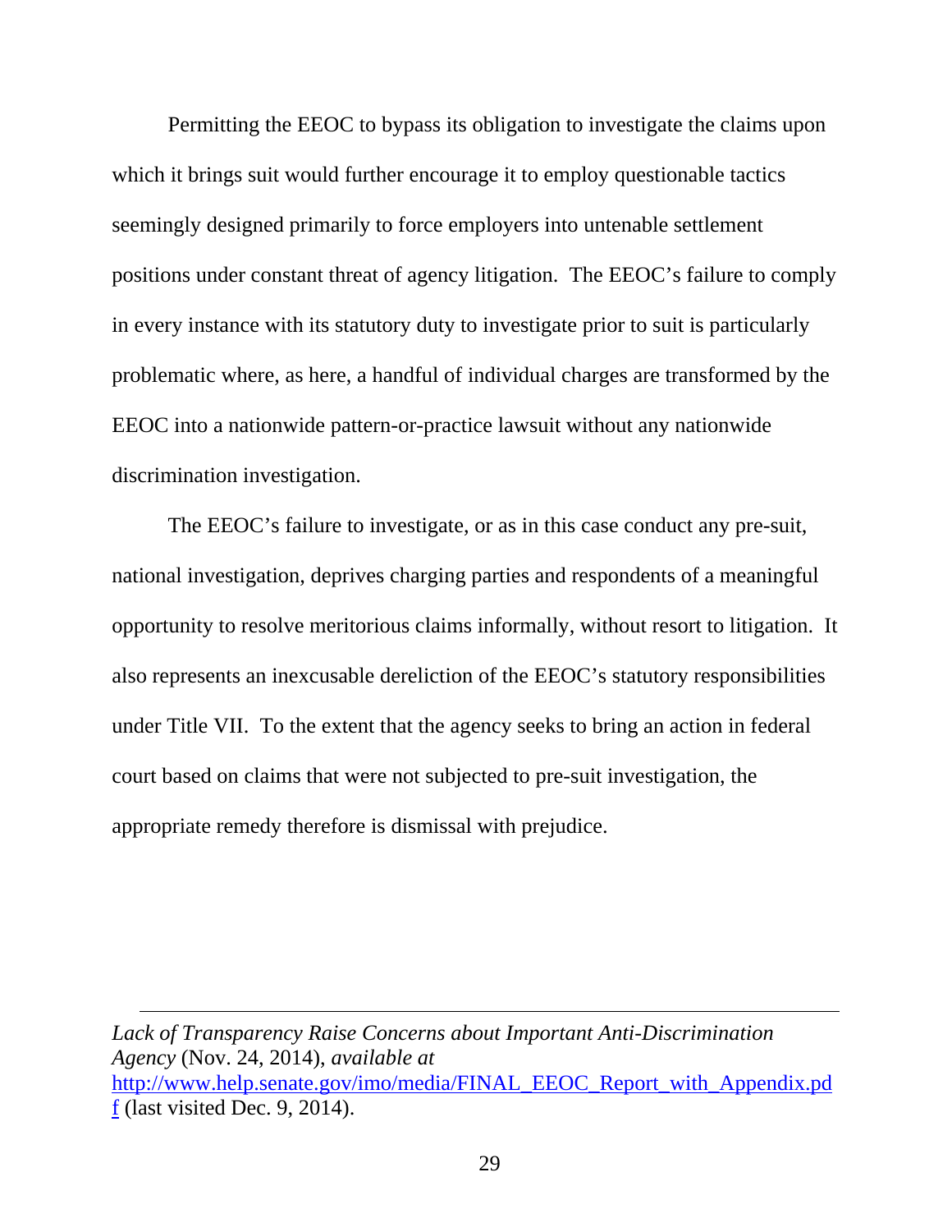Permitting the EEOC to bypass its obligation to investigate the claims upon which it brings suit would further encourage it to employ questionable tactics seemingly designed primarily to force employers into untenable settlement positions under constant threat of agency litigation. The EEOC's failure to comply in every instance with its statutory duty to investigate prior to suit is particularly problematic where, as here, a handful of individual charges are transformed by the EEOC into a nationwide pattern-or-practice lawsuit without any nationwide discrimination investigation.

The EEOC's failure to investigate, or as in this case conduct any pre-suit, national investigation, deprives charging parties and respondents of a meaningful opportunity to resolve meritorious claims informally, without resort to litigation. It also represents an inexcusable dereliction of the EEOC's statutory responsibilities under Title VII. To the extent that the agency seeks to bring an action in federal court based on claims that were not subjected to pre-suit investigation, the appropriate remedy therefore is dismissal with prejudice.

---

*Lack of Transparency Raise Concerns about Important Anti-Discrimination Agency* (Nov. 24, 2014), *available at* http://www.help.senate.gov/imo/media/FINAL_EEOC_Report_with_Appendix.pdf (last visited Dec. 9, 2014).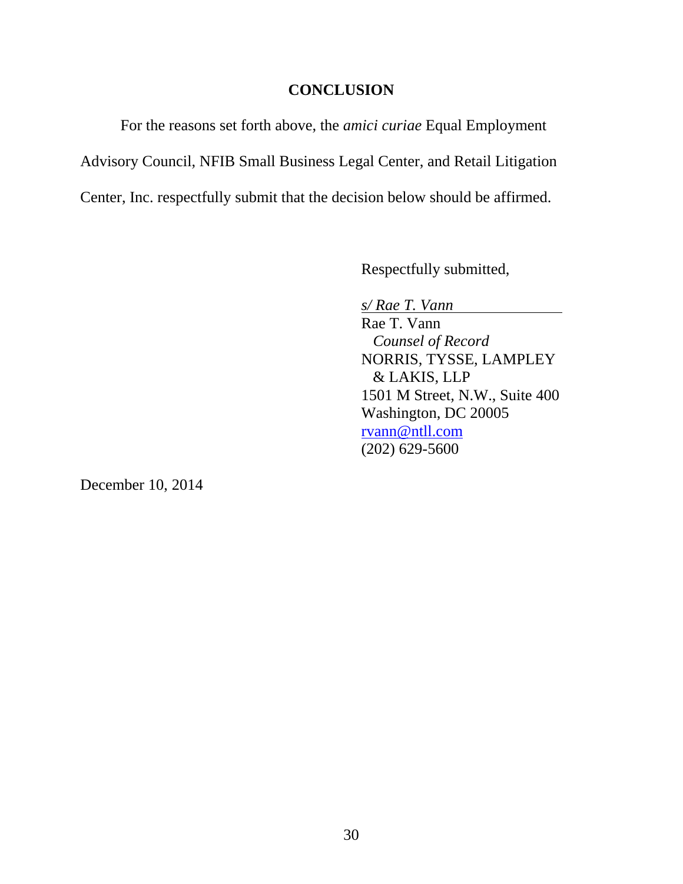## CONCLUSION

For the reasons set forth above, the *amici curiae* Equal Employment Advisory Council, NFIB Small Business Legal Center, and Retail Litigation Center, Inc. respectfully submit that the decision below should be affirmed.

Respectfully submitted,

*s/ Rae T. Vann*  
Rae T. Vann  
*Counsel of Record*  
NORRIS, TYSSE, LAMPLEY & LAKIS, LLP  
1501 M Street, N.W., Suite 400  
Washington, DC 20005  
rvann@ntll.com  
(202) 629-5600

December 10, 2014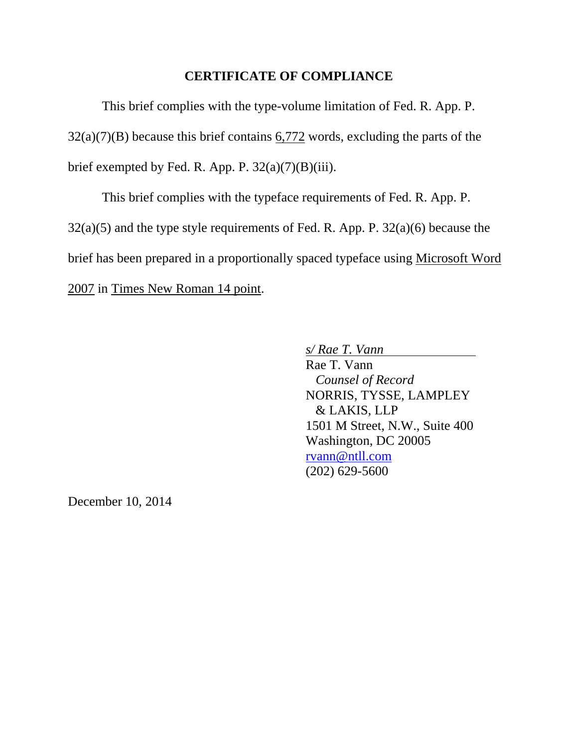## CERTIFICATE OF COMPLIANCE

This brief complies with the type-volume limitation of Fed. R. App. P. 32(a)(7)(B) because this brief contains 6,772 words, excluding the parts of the brief exempted by Fed. R. App. P. 32(a)(7)(B)(iii).

This brief complies with the typeface requirements of Fed. R. App. P. 32(a)(5) and the type style requirements of Fed. R. App. P. 32(a)(6) because the brief has been prepared in a proportionally spaced typeface using Microsoft Word 2007 in Times New Roman 14 point.

*s/ Rae T. Vann*  
Rae T. Vann  
*Counsel of Record*  
NORRIS, TYSSE, LAMPLEY & LAKIS, LLP  
1501 M Street, N.W., Suite 400  
Washington, DC 20005  
rvann@ntll.com  
(202) 629-5600

December 10, 2014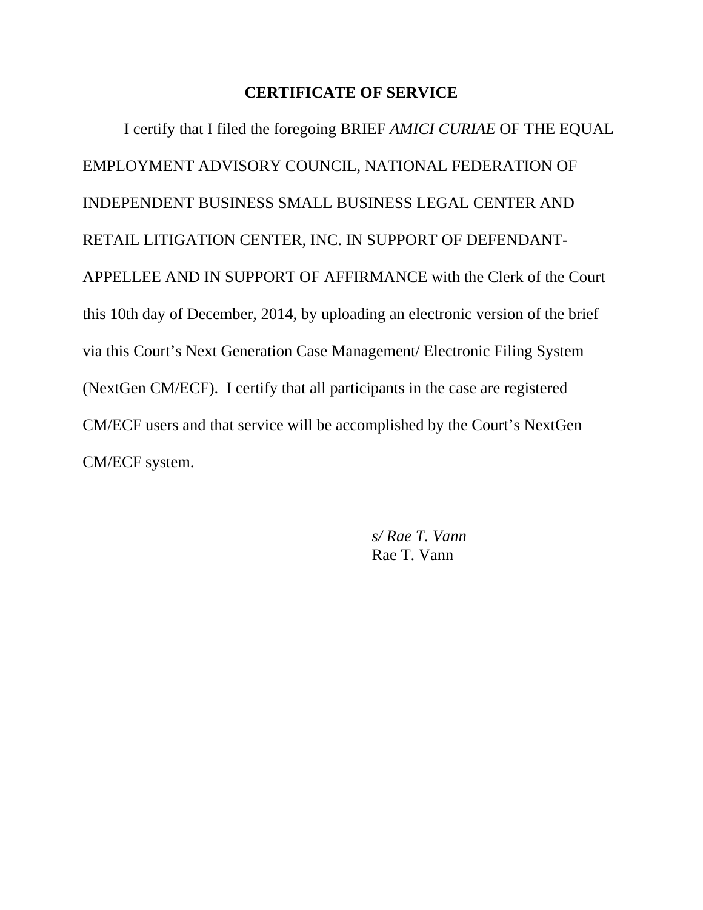## CERTIFICATE OF SERVICE

I certify that I filed the foregoing BRIEF *AMICI CURIAE* OF THE EQUAL EMPLOYMENT ADVISORY COUNCIL, NATIONAL FEDERATION OF INDEPENDENT BUSINESS SMALL BUSINESS LEGAL CENTER AND RETAIL LITIGATION CENTER, INC. IN SUPPORT OF DEFENDANT-APPELLEE AND IN SUPPORT OF AFFIRMANCE with the Clerk of the Court this 10th day of December, 2014, by uploading an electronic version of the brief via this Court's Next Generation Case Management/ Electronic Filing System (NextGen CM/ECF). I certify that all participants in the case are registered CM/ECF users and that service will be accomplished by the Court's NextGen CM/ECF system.

*s/ Rae T. Vann*
Rae T. Vann